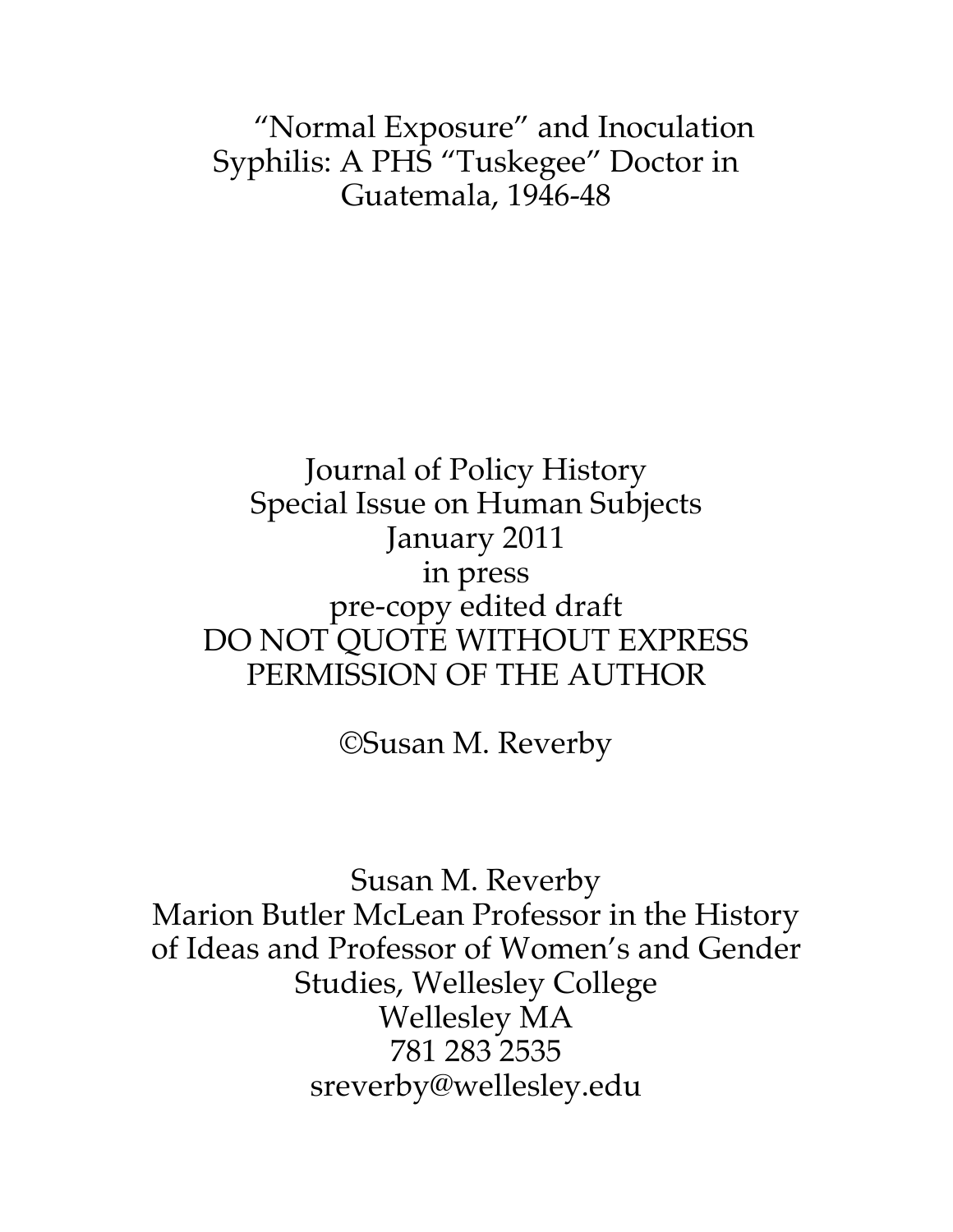# "Normal Exposure" and Inoculation Syphilis: A PHS "Tuskegee" Doctor in Guatemala, 1946-48

Journal of Policy History
Special Issue on Human Subjects
January 2011
in press
pre-copy edited draft
DO NOT QUOTE WITHOUT EXPRESS PERMISSION OF THE AUTHOR

©Susan M. Reverby

Susan M. Reverby
Marion Butler McLean Professor in the History of Ideas and Professor of Women's and Gender Studies, Wellesley College
Wellesley MA
781 283 2535
sreverby@wellesley.edu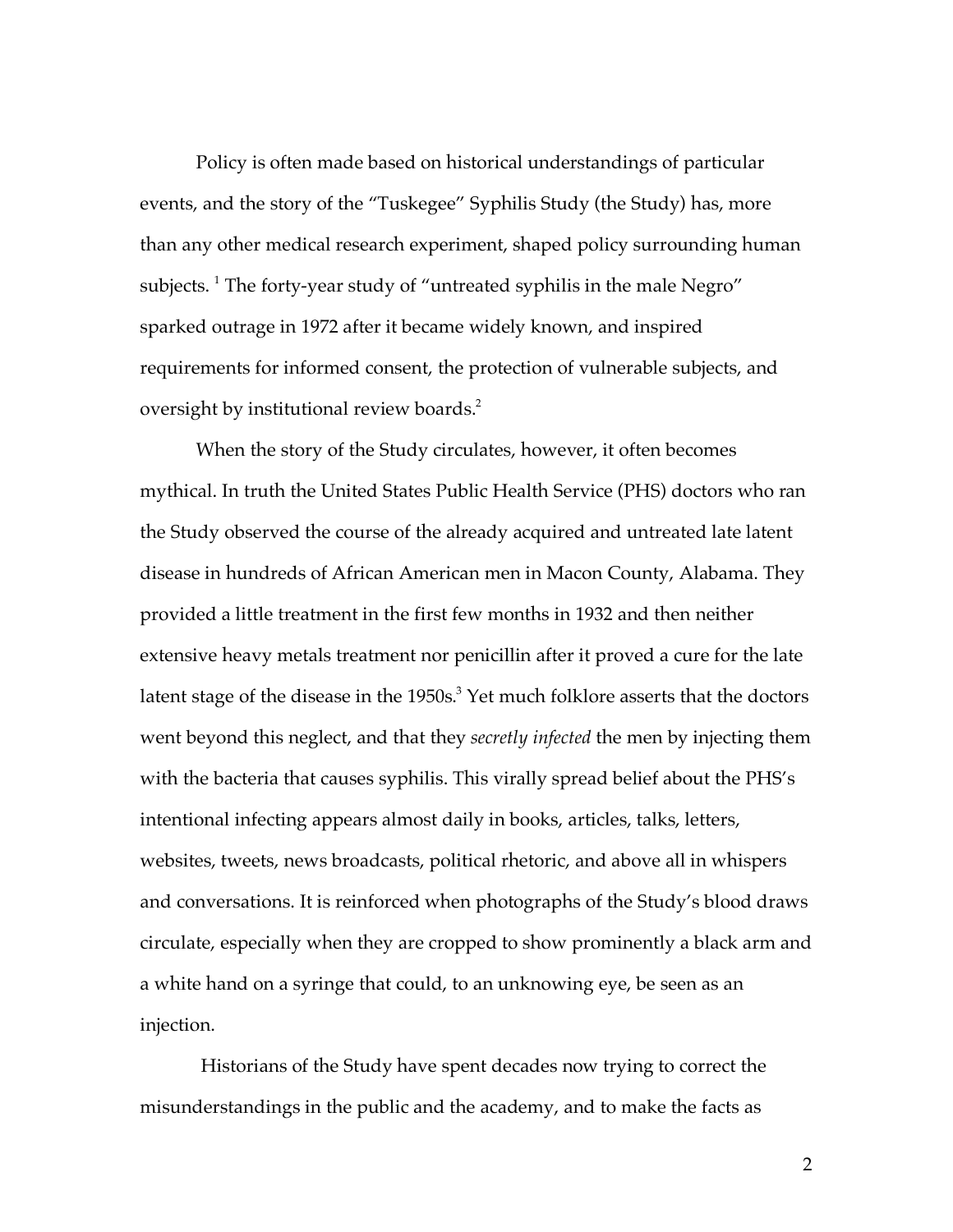Policy is often made based on historical understandings of particular events, and the story of the "Tuskegee" Syphilis Study (the Study) has, more than any other medical research experiment, shaped policy surrounding human subjects. [1] The forty-year study of "untreated syphilis in the male Negro" sparked outrage in 1972 after it became widely known, and inspired requirements for informed consent, the protection of vulnerable subjects, and oversight by institutional review boards.[2]

When the story of the Study circulates, however, it often becomes mythical. In truth the United States Public Health Service (PHS) doctors who ran the Study observed the course of the already acquired and untreated late latent disease in hundreds of African American men in Macon County, Alabama. They provided a little treatment in the first few months in 1932 and then neither extensive heavy metals treatment nor penicillin after it proved a cure for the late latent stage of the disease in the 1950s.[3] Yet much folklore asserts that the doctors went beyond this neglect, and that they *secretly infected* the men by injecting them with the bacteria that causes syphilis. This virally spread belief about the PHS's intentional infecting appears almost daily in books, articles, talks, letters, websites, tweets, news broadcasts, political rhetoric, and above all in whispers and conversations. It is reinforced when photographs of the Study's blood draws circulate, especially when they are cropped to show prominently a black arm and a white hand on a syringe that could, to an unknowing eye, be seen as an injection.

Historians of the Study have spent decades now trying to correct the misunderstandings in the public and the academy, and to make the facts as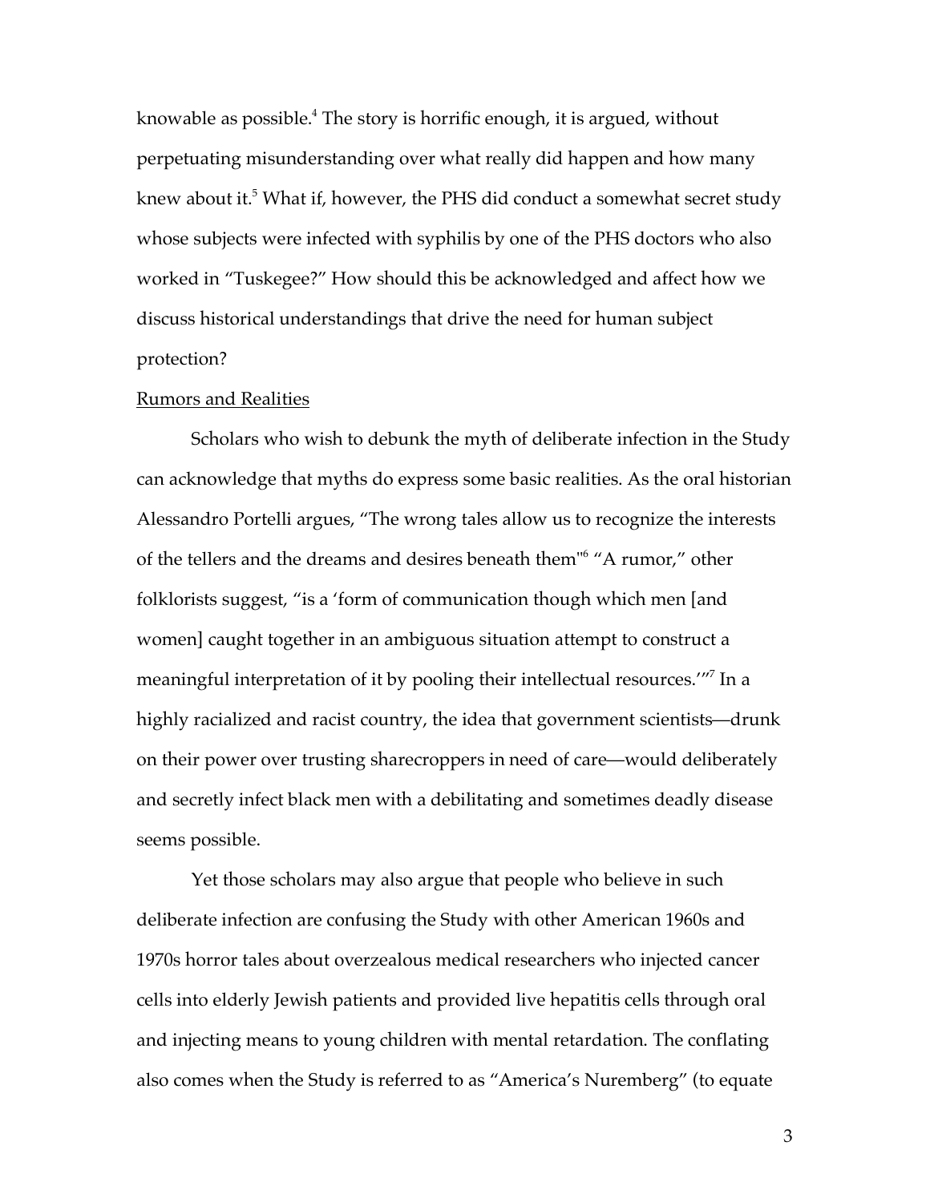knowable as possible.[4] The story is horrific enough, it is argued, without perpetuating misunderstanding over what really did happen and how many knew about it.[5] What if, however, the PHS did conduct a somewhat secret study whose subjects were infected with syphilis by one of the PHS doctors who also worked in "Tuskegee?" How should this be acknowledged and affect how we discuss historical understandings that drive the need for human subject protection?

<u>Rumors and Realities</u>

Scholars who wish to debunk the myth of deliberate infection in the Study can acknowledge that myths do express some basic realities. As the oral historian Alessandro Portelli argues, "The wrong tales allow us to recognize the interests of the tellers and the dreams and desires beneath them"[6] "A rumor," other folklorists suggest, "is a 'form of communication though which men [and women] caught together in an ambiguous situation attempt to construct a meaningful interpretation of it by pooling their intellectual resources.'"[7] In a highly racialized and racist country, the idea that government scientists—drunk on their power over trusting sharecroppers in need of care—would deliberately and secretly infect black men with a debilitating and sometimes deadly disease seems possible.

Yet those scholars may also argue that people who believe in such deliberate infection are confusing the Study with other American 1960s and 1970s horror tales about overzealous medical researchers who injected cancer cells into elderly Jewish patients and provided live hepatitis cells through oral and injecting means to young children with mental retardation. The conflating also comes when the Study is referred to as "America's Nuremberg" (to equate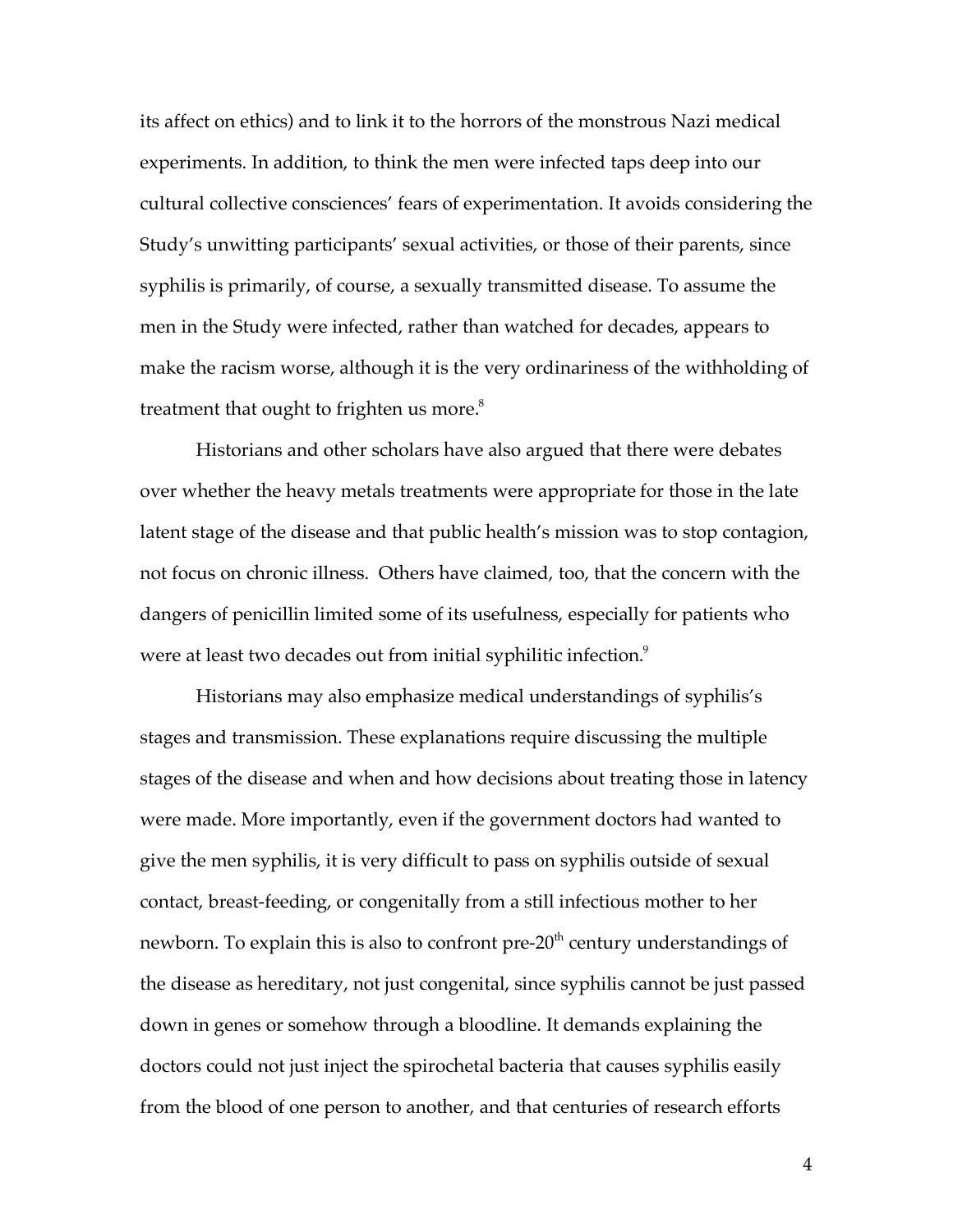its affect on ethics) and to link it to the horrors of the monstrous Nazi medical experiments. In addition, to think the men were infected taps deep into our cultural collective consciences' fears of experimentation. It avoids considering the Study's unwitting participants' sexual activities, or those of their parents, since syphilis is primarily, of course, a sexually transmitted disease. To assume the men in the Study were infected, rather than watched for decades, appears to make the racism worse, although it is the very ordinariness of the withholding of treatment that ought to frighten us more.[8]

Historians and other scholars have also argued that there were debates over whether the heavy metals treatments were appropriate for those in the late latent stage of the disease and that public health's mission was to stop contagion, not focus on chronic illness. Others have claimed, too, that the concern with the dangers of penicillin limited some of its usefulness, especially for patients who were at least two decades out from initial syphilitic infection.[9]

Historians may also emphasize medical understandings of syphilis's stages and transmission. These explanations require discussing the multiple stages of the disease and when and how decisions about treating those in latency were made. More importantly, even if the government doctors had wanted to give the men syphilis, it is very difficult to pass on syphilis outside of sexual contact, breast-feeding, or congenitally from a still infectious mother to her newborn. To explain this is also to confront pre-20th century understandings of the disease as hereditary, not just congenital, since syphilis cannot be just passed down in genes or somehow through a bloodline. It demands explaining the doctors could not just inject the spirochetal bacteria that causes syphilis easily from the blood of one person to another, and that centuries of research efforts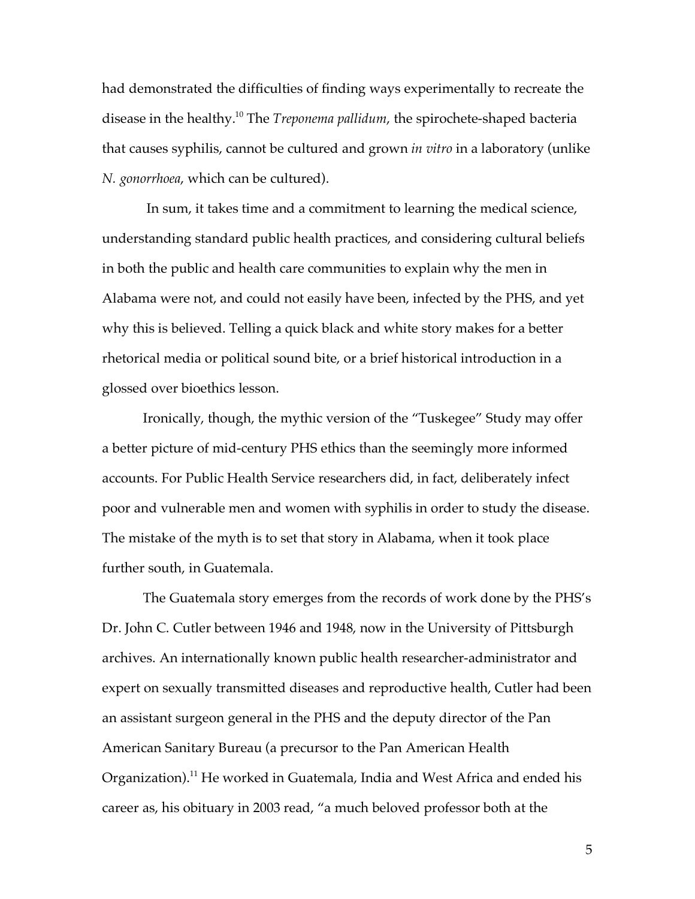had demonstrated the difficulties of finding ways experimentally to recreate the disease in the healthy.[10] The *Treponema pallidum*, the spirochete-shaped bacteria that causes syphilis, cannot be cultured and grown *in vitro* in a laboratory (unlike *N. gonorrhoea*, which can be cultured).

In sum, it takes time and a commitment to learning the medical science, understanding standard public health practices, and considering cultural beliefs in both the public and health care communities to explain why the men in Alabama were not, and could not easily have been, infected by the PHS, and yet why this is believed. Telling a quick black and white story makes for a better rhetorical media or political sound bite, or a brief historical introduction in a glossed over bioethics lesson.

Ironically, though, the mythic version of the "Tuskegee" Study may offer a better picture of mid-century PHS ethics than the seemingly more informed accounts. For Public Health Service researchers did, in fact, deliberately infect poor and vulnerable men and women with syphilis in order to study the disease. The mistake of the myth is to set that story in Alabama, when it took place further south, in Guatemala.

The Guatemala story emerges from the records of work done by the PHS's Dr. John C. Cutler between 1946 and 1948, now in the University of Pittsburgh archives. An internationally known public health researcher-administrator and expert on sexually transmitted diseases and reproductive health, Cutler had been an assistant surgeon general in the PHS and the deputy director of the Pan American Sanitary Bureau (a precursor to the Pan American Health Organization).[11] He worked in Guatemala, India and West Africa and ended his career as, his obituary in 2003 read, "a much beloved professor both at the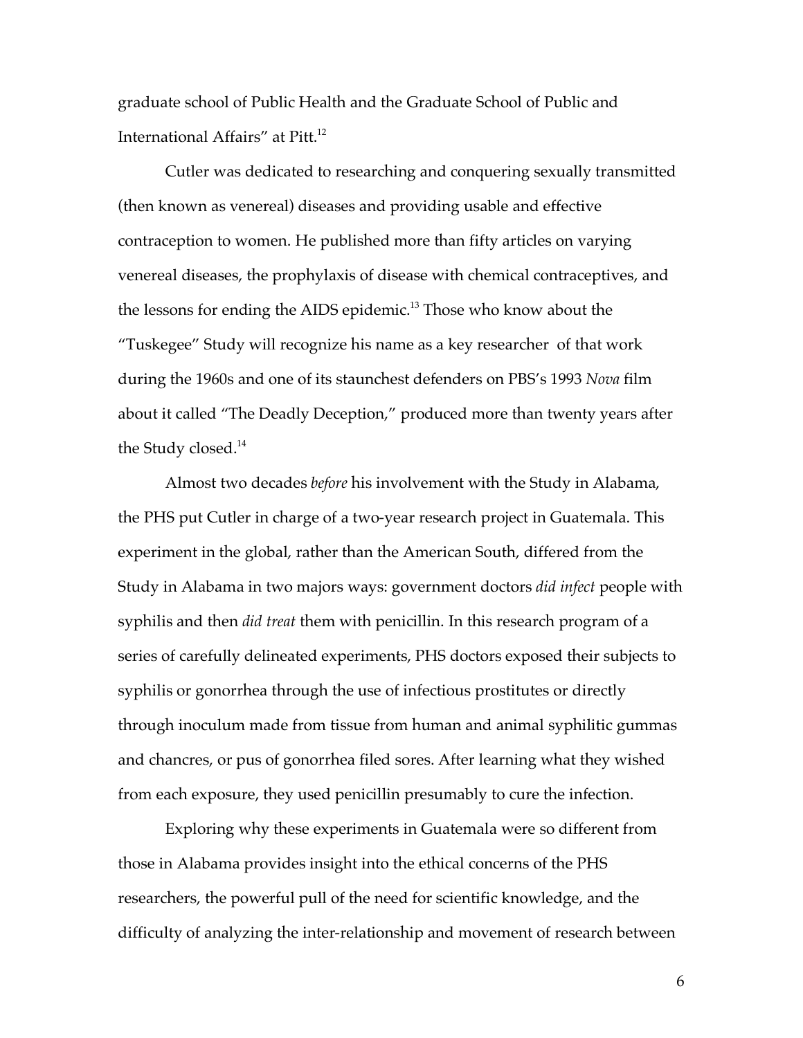graduate school of Public Health and the Graduate School of Public and International Affairs" at Pitt.[12]

Cutler was dedicated to researching and conquering sexually transmitted (then known as venereal) diseases and providing usable and effective contraception to women. He published more than fifty articles on varying venereal diseases, the prophylaxis of disease with chemical contraceptives, and the lessons for ending the AIDS epidemic.[13] Those who know about the "Tuskegee" Study will recognize his name as a key researcher of that work during the 1960s and one of its staunchest defenders on PBS's 1993 *Nova* film about it called "The Deadly Deception," produced more than twenty years after the Study closed.[14]

Almost two decades *before* his involvement with the Study in Alabama, the PHS put Cutler in charge of a two-year research project in Guatemala. This experiment in the global, rather than the American South, differed from the Study in Alabama in two majors ways: government doctors *did infect* people with syphilis and then *did treat* them with penicillin. In this research program of a series of carefully delineated experiments, PHS doctors exposed their subjects to syphilis or gonorrhea through the use of infectious prostitutes or directly through inoculum made from tissue from human and animal syphilitic gummas and chancres, or pus of gonorrhea filed sores. After learning what they wished from each exposure, they used penicillin presumably to cure the infection.

Exploring why these experiments in Guatemala were so different from those in Alabama provides insight into the ethical concerns of the PHS researchers, the powerful pull of the need for scientific knowledge, and the difficulty of analyzing the inter-relationship and movement of research between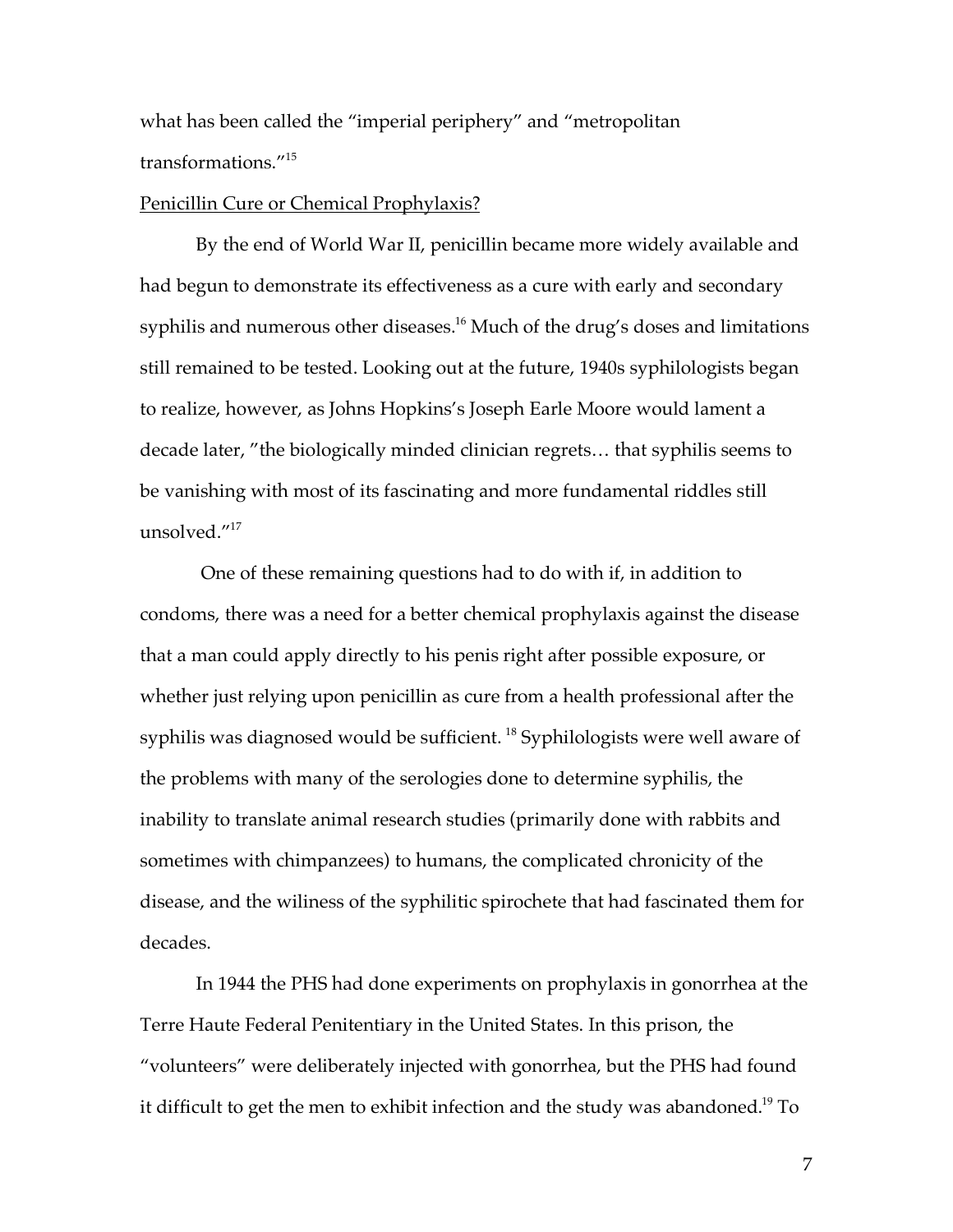what has been called the "imperial periphery" and "metropolitan transformations."[15]

Penicillin Cure or Chemical Prophylaxis?

By the end of World War II, penicillin became more widely available and had begun to demonstrate its effectiveness as a cure with early and secondary syphilis and numerous other diseases.[16] Much of the drug's doses and limitations still remained to be tested. Looking out at the future, 1940s syphilologists began to realize, however, as Johns Hopkins's Joseph Earle Moore would lament a decade later, "the biologically minded clinician regrets… that syphilis seems to be vanishing with most of its fascinating and more fundamental riddles still unsolved."[17]

One of these remaining questions had to do with if, in addition to condoms, there was a need for a better chemical prophylaxis against the disease that a man could apply directly to his penis right after possible exposure, or whether just relying upon penicillin as cure from a health professional after the syphilis was diagnosed would be sufficient. [18] Syphilologists were well aware of the problems with many of the serologies done to determine syphilis, the inability to translate animal research studies (primarily done with rabbits and sometimes with chimpanzees) to humans, the complicated chronicity of the disease, and the wiliness of the syphilitic spirochete that had fascinated them for decades.

In 1944 the PHS had done experiments on prophylaxis in gonorrhea at the Terre Haute Federal Penitentiary in the United States. In this prison, the "volunteers" were deliberately injected with gonorrhea, but the PHS had found it difficult to get the men to exhibit infection and the study was abandoned.[19] To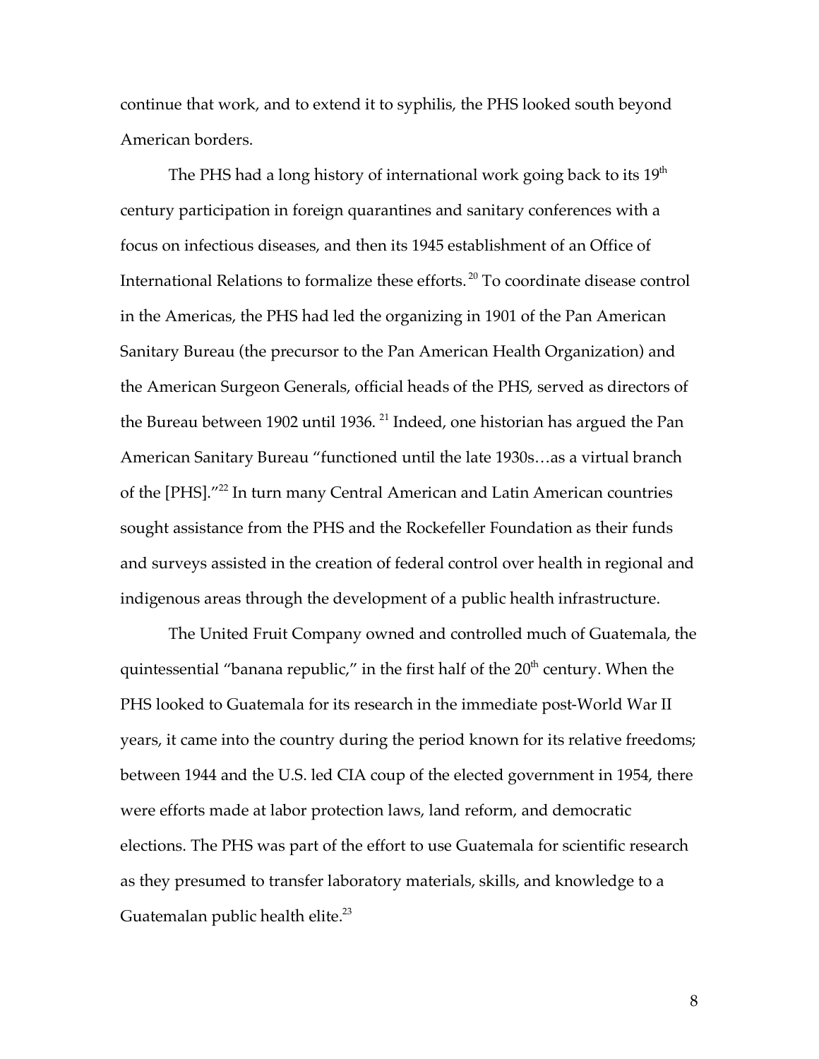continue that work, and to extend it to syphilis, the PHS looked south beyond American borders.

The PHS had a long history of international work going back to its 19th century participation in foreign quarantines and sanitary conferences with a focus on infectious diseases, and then its 1945 establishment of an Office of International Relations to formalize these efforts.[20] To coordinate disease control in the Americas, the PHS had led the organizing in 1901 of the Pan American Sanitary Bureau (the precursor to the Pan American Health Organization) and the American Surgeon Generals, official heads of the PHS, served as directors of the Bureau between 1902 until 1936.[21] Indeed, one historian has argued the Pan American Sanitary Bureau "functioned until the late 1930s…as a virtual branch of the [PHS]."[22] In turn many Central American and Latin American countries sought assistance from the PHS and the Rockefeller Foundation as their funds and surveys assisted in the creation of federal control over health in regional and indigenous areas through the development of a public health infrastructure.

The United Fruit Company owned and controlled much of Guatemala, the quintessential "banana republic," in the first half of the 20th century. When the PHS looked to Guatemala for its research in the immediate post-World War II years, it came into the country during the period known for its relative freedoms; between 1944 and the U.S. led CIA coup of the elected government in 1954, there were efforts made at labor protection laws, land reform, and democratic elections. The PHS was part of the effort to use Guatemala for scientific research as they presumed to transfer laboratory materials, skills, and knowledge to a Guatemalan public health elite.[23]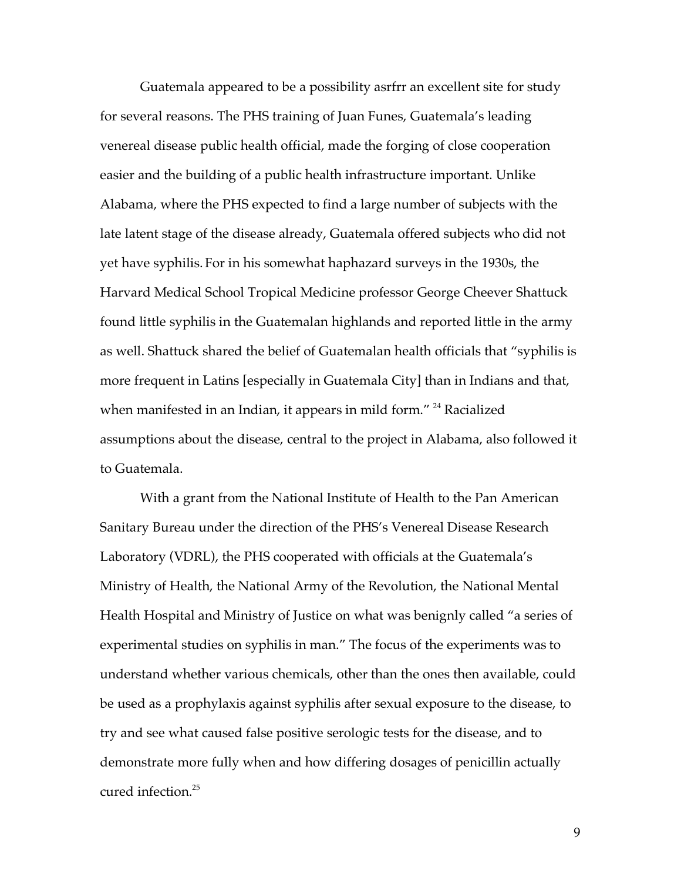Guatemala appeared to be a possibility asrfrr an excellent site for study for several reasons. The PHS training of Juan Funes, Guatemala's leading venereal disease public health official, made the forging of close cooperation easier and the building of a public health infrastructure important. Unlike Alabama, where the PHS expected to find a large number of subjects with the late latent stage of the disease already, Guatemala offered subjects who did not yet have syphilis. For in his somewhat haphazard surveys in the 1930s, the Harvard Medical School Tropical Medicine professor George Cheever Shattuck found little syphilis in the Guatemalan highlands and reported little in the army as well. Shattuck shared the belief of Guatemalan health officials that "syphilis is more frequent in Latins [especially in Guatemala City] than in Indians and that, when manifested in an Indian, it appears in mild form." [24] Racialized assumptions about the disease, central to the project in Alabama, also followed it to Guatemala.

With a grant from the National Institute of Health to the Pan American Sanitary Bureau under the direction of the PHS's Venereal Disease Research Laboratory (VDRL), the PHS cooperated with officials at the Guatemala's Ministry of Health, the National Army of the Revolution, the National Mental Health Hospital and Ministry of Justice on what was benignly called "a series of experimental studies on syphilis in man." The focus of the experiments was to understand whether various chemicals, other than the ones then available, could be used as a prophylaxis against syphilis after sexual exposure to the disease, to try and see what caused false positive serologic tests for the disease, and to demonstrate more fully when and how differing dosages of penicillin actually cured infection.[25]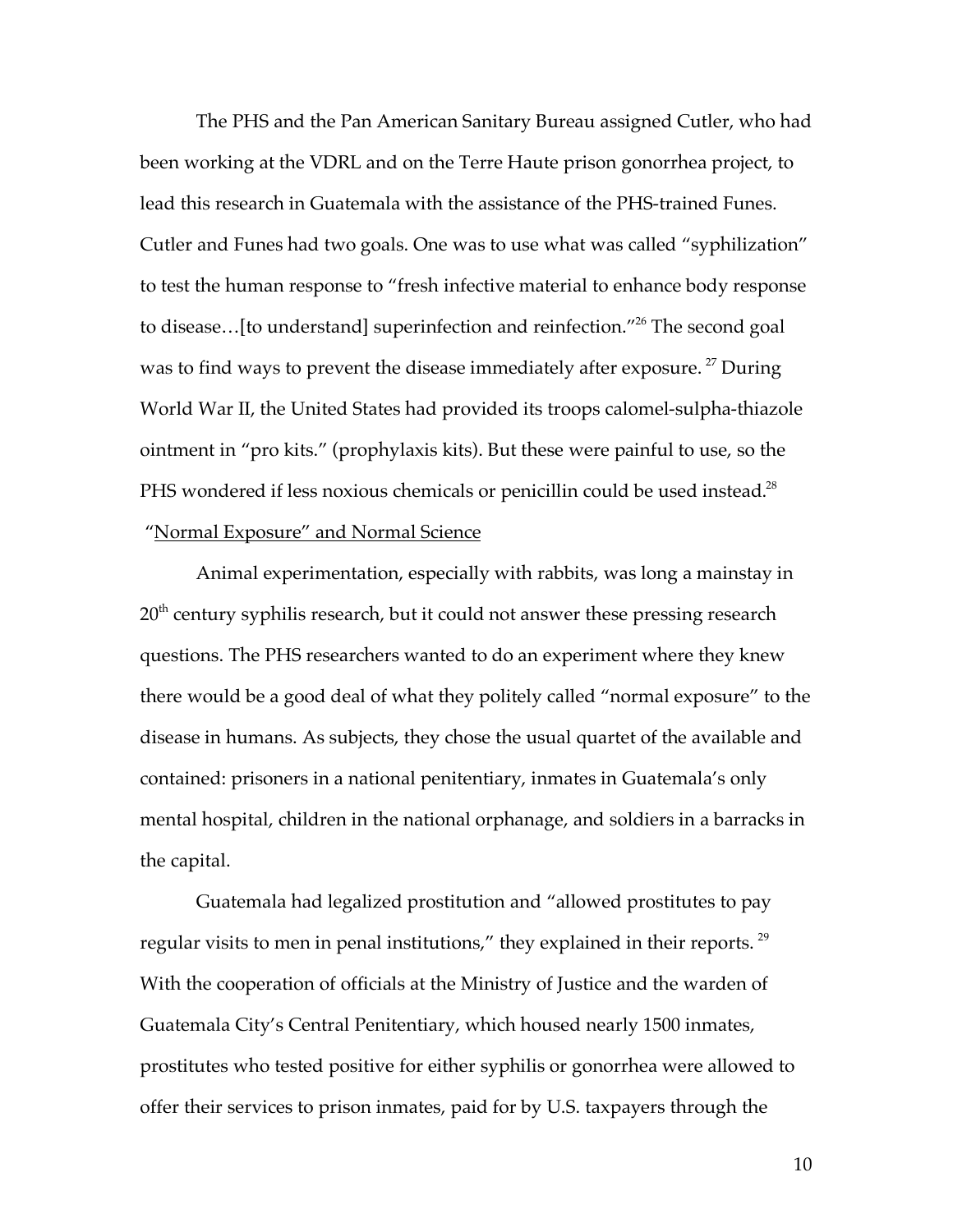The PHS and the Pan American Sanitary Bureau assigned Cutler, who had been working at the VDRL and on the Terre Haute prison gonorrhea project, to lead this research in Guatemala with the assistance of the PHS-trained Funes. Cutler and Funes had two goals. One was to use what was called "syphilization" to test the human response to "fresh infective material to enhance body response to disease…[to understand] superinfection and reinfection."[26] The second goal was to find ways to prevent the disease immediately after exposure.[27] During World War II, the United States had provided its troops calomel-sulpha-thiazole ointment in "pro kits." (prophylaxis kits). But these were painful to use, so the PHS wondered if less noxious chemicals or penicillin could be used instead.[28]

"Normal Exposure" and Normal Science

Animal experimentation, especially with rabbits, was long a mainstay in 20th century syphilis research, but it could not answer these pressing research questions. The PHS researchers wanted to do an experiment where they knew there would be a good deal of what they politely called "normal exposure" to the disease in humans. As subjects, they chose the usual quartet of the available and contained: prisoners in a national penitentiary, inmates in Guatemala's only mental hospital, children in the national orphanage, and soldiers in a barracks in the capital.

Guatemala had legalized prostitution and "allowed prostitutes to pay regular visits to men in penal institutions," they explained in their reports.[29] With the cooperation of officials at the Ministry of Justice and the warden of Guatemala City's Central Penitentiary, which housed nearly 1500 inmates, prostitutes who tested positive for either syphilis or gonorrhea were allowed to offer their services to prison inmates, paid for by U.S. taxpayers through the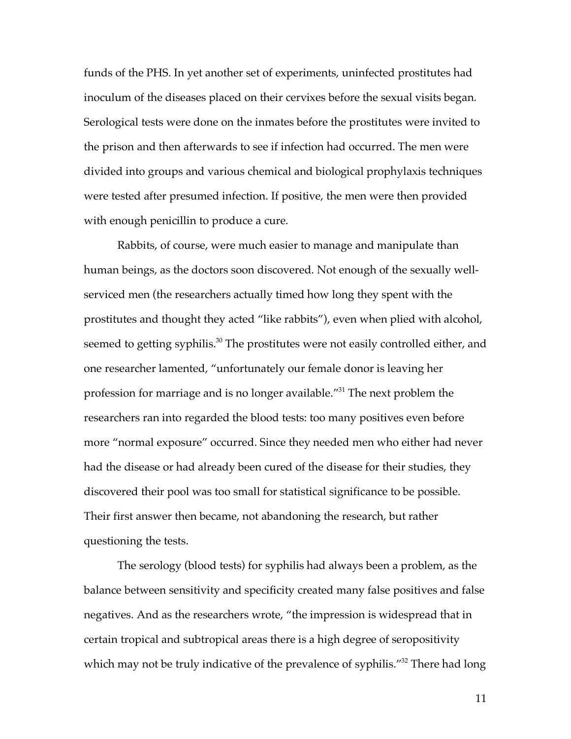funds of the PHS. In yet another set of experiments, uninfected prostitutes had inoculum of the diseases placed on their cervixes before the sexual visits began. Serological tests were done on the inmates before the prostitutes were invited to the prison and then afterwards to see if infection had occurred. The men were divided into groups and various chemical and biological prophylaxis techniques were tested after presumed infection. If positive, the men were then provided with enough penicillin to produce a cure.

Rabbits, of course, were much easier to manage and manipulate than human beings, as the doctors soon discovered. Not enough of the sexually well-serviced men (the researchers actually timed how long they spent with the prostitutes and thought they acted "like rabbits"), even when plied with alcohol, seemed to getting syphilis.[30] The prostitutes were not easily controlled either, and one researcher lamented, "unfortunately our female donor is leaving her profession for marriage and is no longer available."[31] The next problem the researchers ran into regarded the blood tests: too many positives even before more "normal exposure" occurred. Since they needed men who either had never had the disease or had already been cured of the disease for their studies, they discovered their pool was too small for statistical significance to be possible. Their first answer then became, not abandoning the research, but rather questioning the tests.

The serology (blood tests) for syphilis had always been a problem, as the balance between sensitivity and specificity created many false positives and false negatives. And as the researchers wrote, "the impression is widespread that in certain tropical and subtropical areas there is a high degree of seropositivity which may not be truly indicative of the prevalence of syphilis."[32] There had long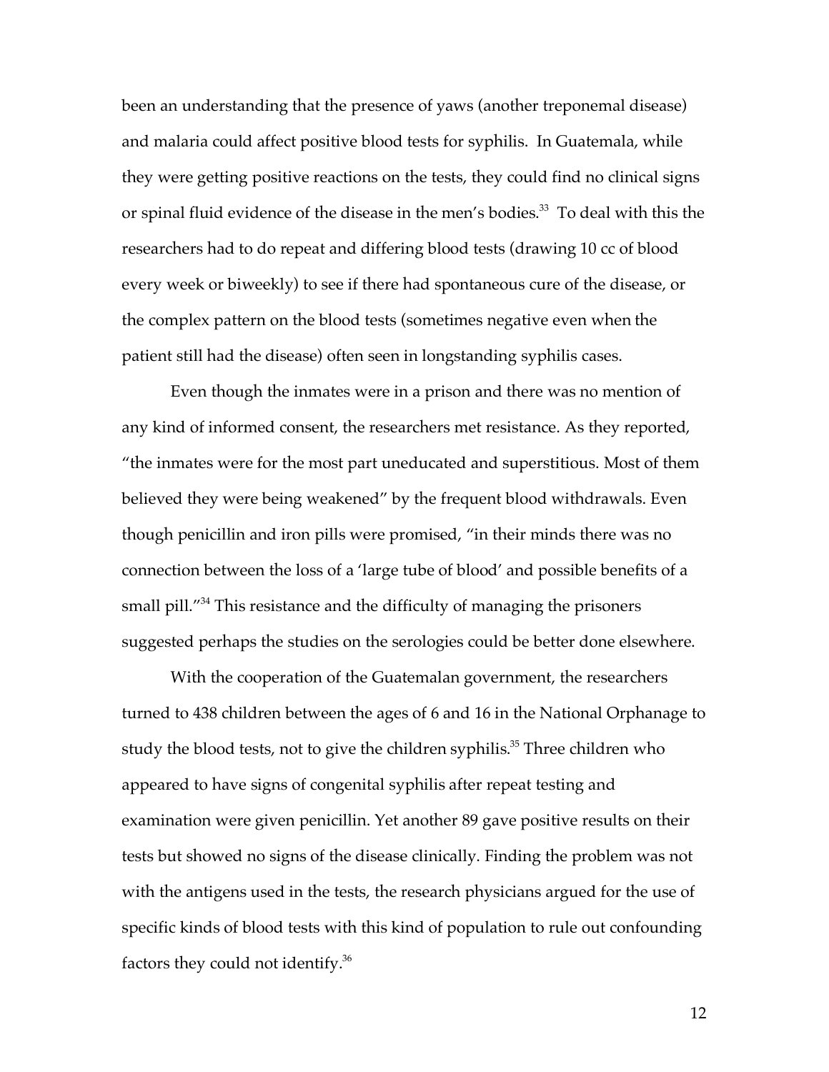been an understanding that the presence of yaws (another treponemal disease) and malaria could affect positive blood tests for syphilis. In Guatemala, while they were getting positive reactions on the tests, they could find no clinical signs or spinal fluid evidence of the disease in the men's bodies.[33] To deal with this the researchers had to do repeat and differing blood tests (drawing 10 cc of blood every week or biweekly) to see if there had spontaneous cure of the disease, or the complex pattern on the blood tests (sometimes negative even when the patient still had the disease) often seen in longstanding syphilis cases.

Even though the inmates were in a prison and there was no mention of any kind of informed consent, the researchers met resistance. As they reported, "the inmates were for the most part uneducated and superstitious. Most of them believed they were being weakened" by the frequent blood withdrawals. Even though penicillin and iron pills were promised, "in their minds there was no connection between the loss of a 'large tube of blood' and possible benefits of a small pill."[34] This resistance and the difficulty of managing the prisoners suggested perhaps the studies on the serologies could be better done elsewhere.

With the cooperation of the Guatemalan government, the researchers turned to 438 children between the ages of 6 and 16 in the National Orphanage to study the blood tests, not to give the children syphilis.[35] Three children who appeared to have signs of congenital syphilis after repeat testing and examination were given penicillin. Yet another 89 gave positive results on their tests but showed no signs of the disease clinically. Finding the problem was not with the antigens used in the tests, the research physicians argued for the use of specific kinds of blood tests with this kind of population to rule out confounding factors they could not identify.[36]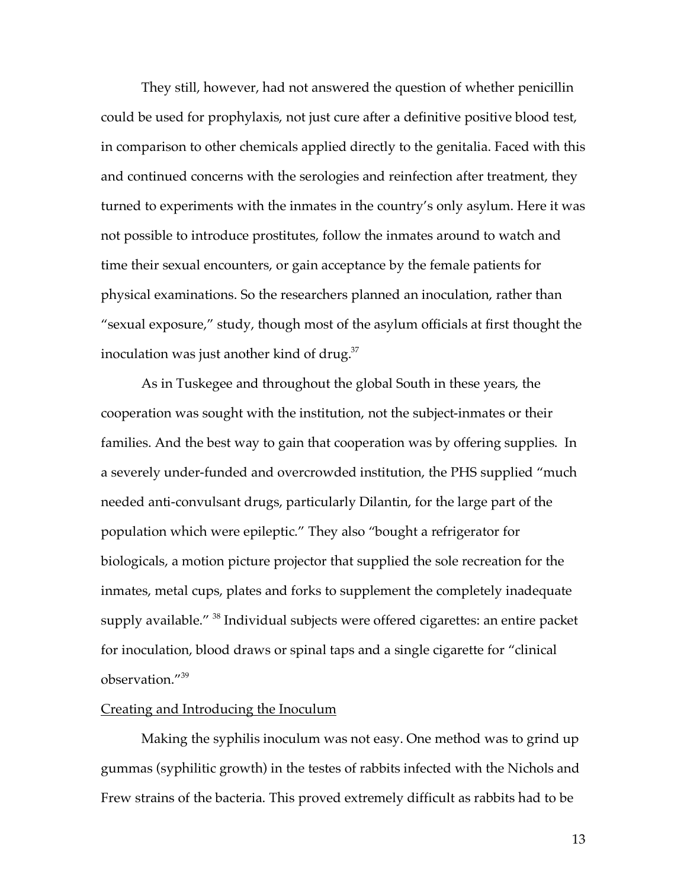They still, however, had not answered the question of whether penicillin could be used for prophylaxis, not just cure after a definitive positive blood test, in comparison to other chemicals applied directly to the genitalia. Faced with this and continued concerns with the serologies and reinfection after treatment, they turned to experiments with the inmates in the country's only asylum. Here it was not possible to introduce prostitutes, follow the inmates around to watch and time their sexual encounters, or gain acceptance by the female patients for physical examinations. So the researchers planned an inoculation, rather than "sexual exposure," study, though most of the asylum officials at first thought the inoculation was just another kind of drug.[37]

As in Tuskegee and throughout the global South in these years, the cooperation was sought with the institution, not the subject-inmates or their families. And the best way to gain that cooperation was by offering supplies. In a severely under-funded and overcrowded institution, the PHS supplied "much needed anti-convulsant drugs, particularly Dilantin, for the large part of the population which were epileptic." They also "bought a refrigerator for biologicals, a motion picture projector that supplied the sole recreation for the inmates, metal cups, plates and forks to supplement the completely inadequate supply available." [38] Individual subjects were offered cigarettes: an entire packet for inoculation, blood draws or spinal taps and a single cigarette for "clinical observation."[39]

<u>Creating and Introducing the Inoculum</u>

Making the syphilis inoculum was not easy. One method was to grind up gummas (syphilitic growth) in the testes of rabbits infected with the Nichols and Frew strains of the bacteria. This proved extremely difficult as rabbits had to be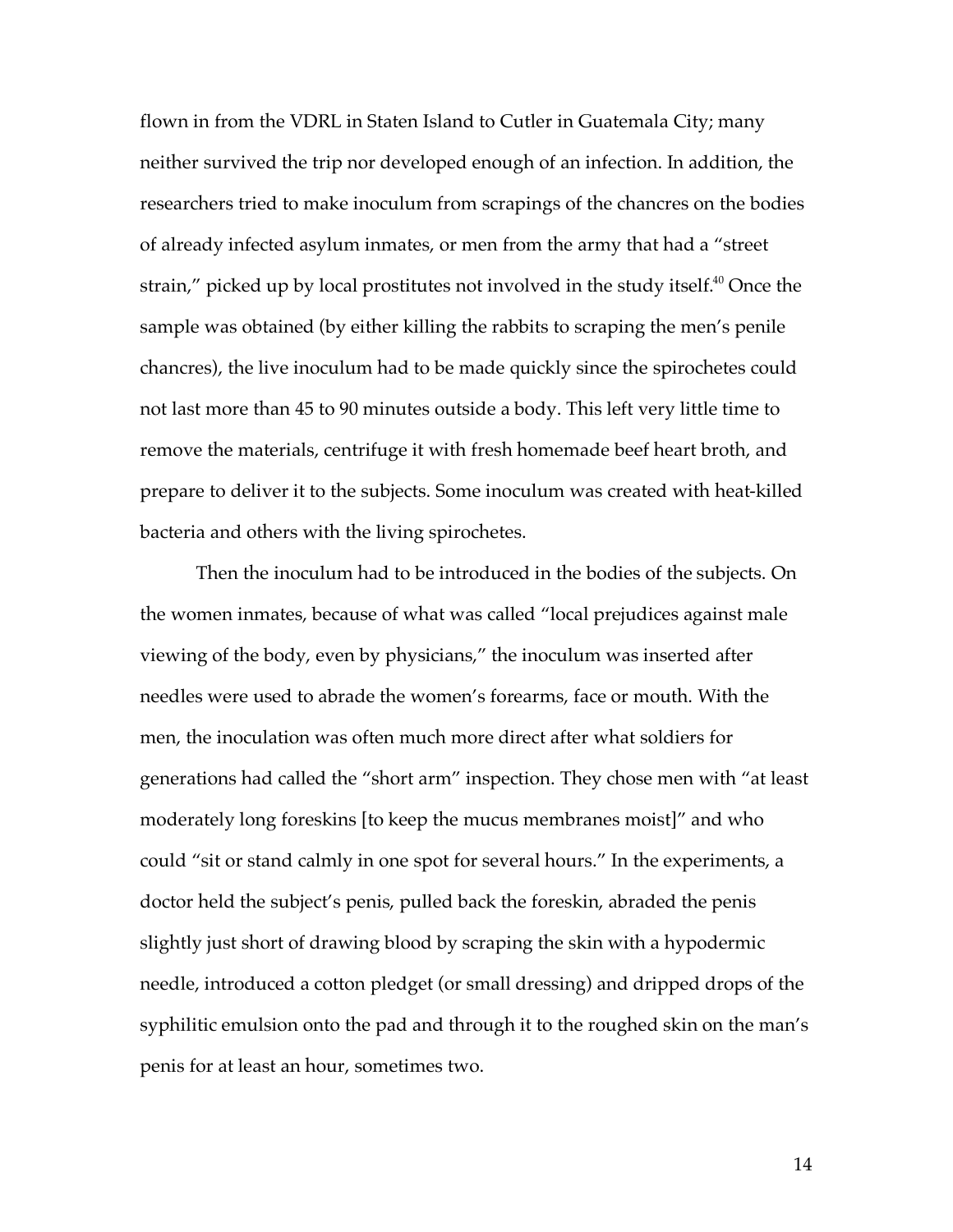flown in from the VDRL in Staten Island to Cutler in Guatemala City; many neither survived the trip nor developed enough of an infection. In addition, the researchers tried to make inoculum from scrapings of the chancres on the bodies of already infected asylum inmates, or men from the army that had a "street strain," picked up by local prostitutes not involved in the study itself.[40] Once the sample was obtained (by either killing the rabbits to scraping the men's penile chancres), the live inoculum had to be made quickly since the spirochetes could not last more than 45 to 90 minutes outside a body. This left very little time to remove the materials, centrifuge it with fresh homemade beef heart broth, and prepare to deliver it to the subjects. Some inoculum was created with heat-killed bacteria and others with the living spirochetes.

Then the inoculum had to be introduced in the bodies of the subjects. On the women inmates, because of what was called "local prejudices against male viewing of the body, even by physicians," the inoculum was inserted after needles were used to abrade the women's forearms, face or mouth. With the men, the inoculation was often much more direct after what soldiers for generations had called the "short arm" inspection. They chose men with "at least moderately long foreskins [to keep the mucus membranes moist]" and who could "sit or stand calmly in one spot for several hours." In the experiments, a doctor held the subject's penis, pulled back the foreskin, abraded the penis slightly just short of drawing blood by scraping the skin with a hypodermic needle, introduced a cotton pledget (or small dressing) and dripped drops of the syphilitic emulsion onto the pad and through it to the roughed skin on the man's penis for at least an hour, sometimes two.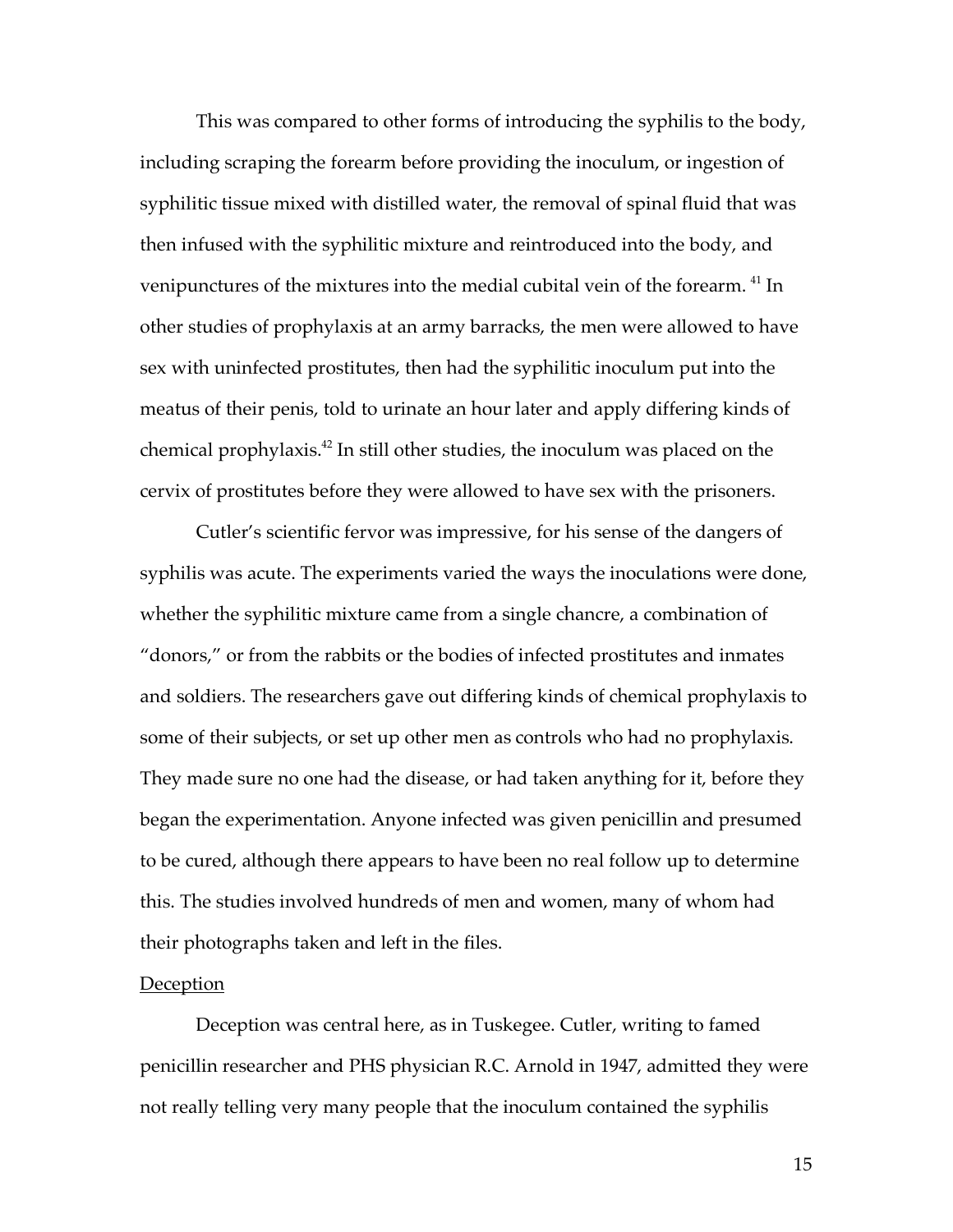This was compared to other forms of introducing the syphilis to the body, including scraping the forearm before providing the inoculum, or ingestion of syphilitic tissue mixed with distilled water, the removal of spinal fluid that was then infused with the syphilitic mixture and reintroduced into the body, and venipunctures of the mixtures into the medial cubital vein of the forearm. [41] In other studies of prophylaxis at an army barracks, the men were allowed to have sex with uninfected prostitutes, then had the syphilitic inoculum put into the meatus of their penis, told to urinate an hour later and apply differing kinds of chemical prophylaxis.[42] In still other studies, the inoculum was placed on the cervix of prostitutes before they were allowed to have sex with the prisoners.

Cutler's scientific fervor was impressive, for his sense of the dangers of syphilis was acute. The experiments varied the ways the inoculations were done, whether the syphilitic mixture came from a single chancre, a combination of "donors," or from the rabbits or the bodies of infected prostitutes and inmates and soldiers. The researchers gave out differing kinds of chemical prophylaxis to some of their subjects, or set up other men as controls who had no prophylaxis. They made sure no one had the disease, or had taken anything for it, before they began the experimentation. Anyone infected was given penicillin and presumed to be cured, although there appears to have been no real follow up to determine this. The studies involved hundreds of men and women, many of whom had their photographs taken and left in the files.

<u>Deception</u>

Deception was central here, as in Tuskegee. Cutler, writing to famed penicillin researcher and PHS physician R.C. Arnold in 1947, admitted they were not really telling very many people that the inoculum contained the syphilis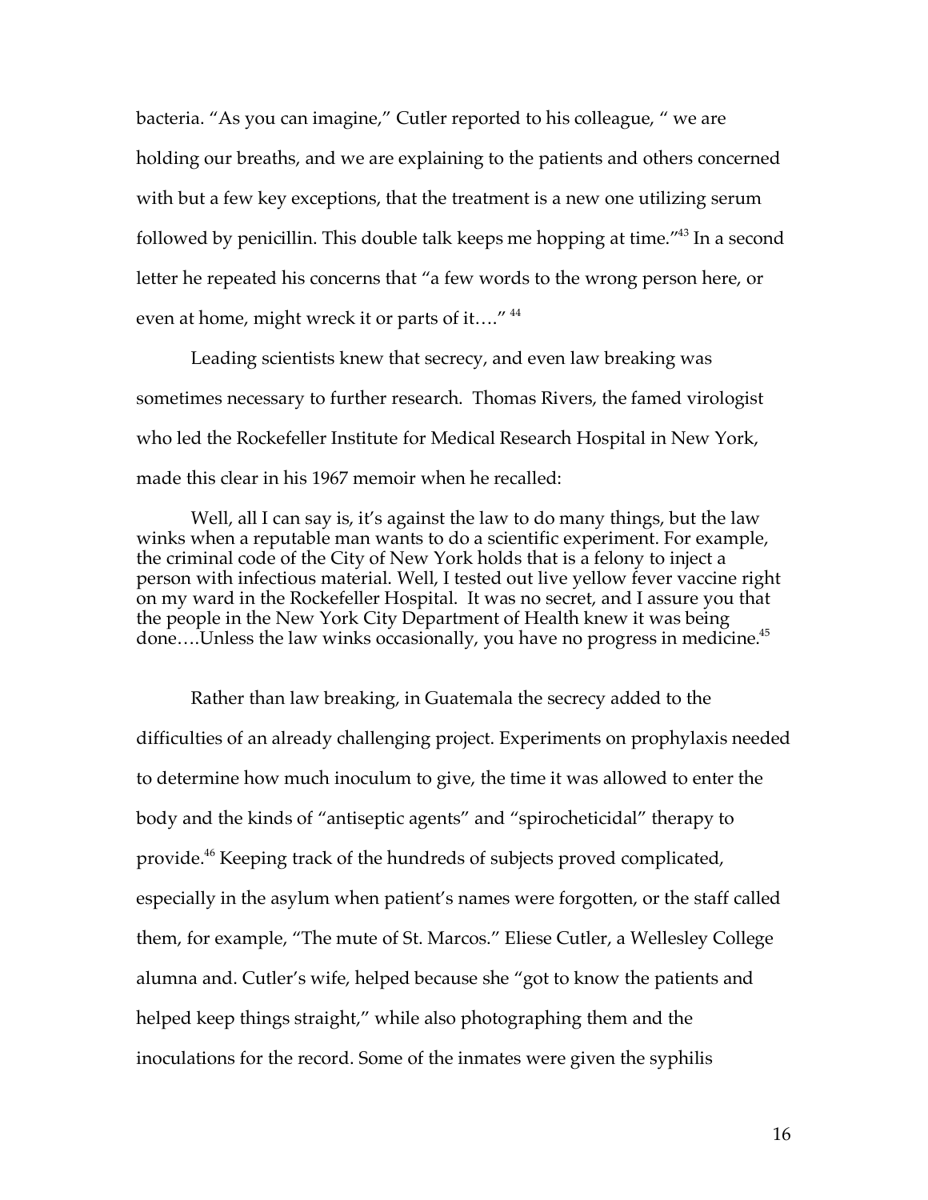bacteria. "As you can imagine," Cutler reported to his colleague, " we are holding our breaths, and we are explaining to the patients and others concerned with but a few key exceptions, that the treatment is a new one utilizing serum followed by penicillin. This double talk keeps me hopping at time."[43] In a second letter he repeated his concerns that "a few words to the wrong person here, or even at home, might wreck it or parts of it…." [44]

Leading scientists knew that secrecy, and even law breaking was sometimes necessary to further research. Thomas Rivers, the famed virologist who led the Rockefeller Institute for Medical Research Hospital in New York, made this clear in his 1967 memoir when he recalled:

> Well, all I can say is, it's against the law to do many things, but the law winks when a reputable man wants to do a scientific experiment. For example, the criminal code of the City of New York holds that is a felony to inject a person with infectious material. Well, I tested out live yellow fever vaccine right on my ward in the Rockefeller Hospital. It was no secret, and I assure you that the people in the New York City Department of Health knew it was being done….Unless the law winks occasionally, you have no progress in medicine.[45]

Rather than law breaking, in Guatemala the secrecy added to the difficulties of an already challenging project. Experiments on prophylaxis needed to determine how much inoculum to give, the time it was allowed to enter the body and the kinds of "antiseptic agents" and "spirocheticidal" therapy to provide.[46] Keeping track of the hundreds of subjects proved complicated, especially in the asylum when patient's names were forgotten, or the staff called them, for example, "The mute of St. Marcos." Eliese Cutler, a Wellesley College alumna and. Cutler's wife, helped because she "got to know the patients and helped keep things straight," while also photographing them and the inoculations for the record. Some of the inmates were given the syphilis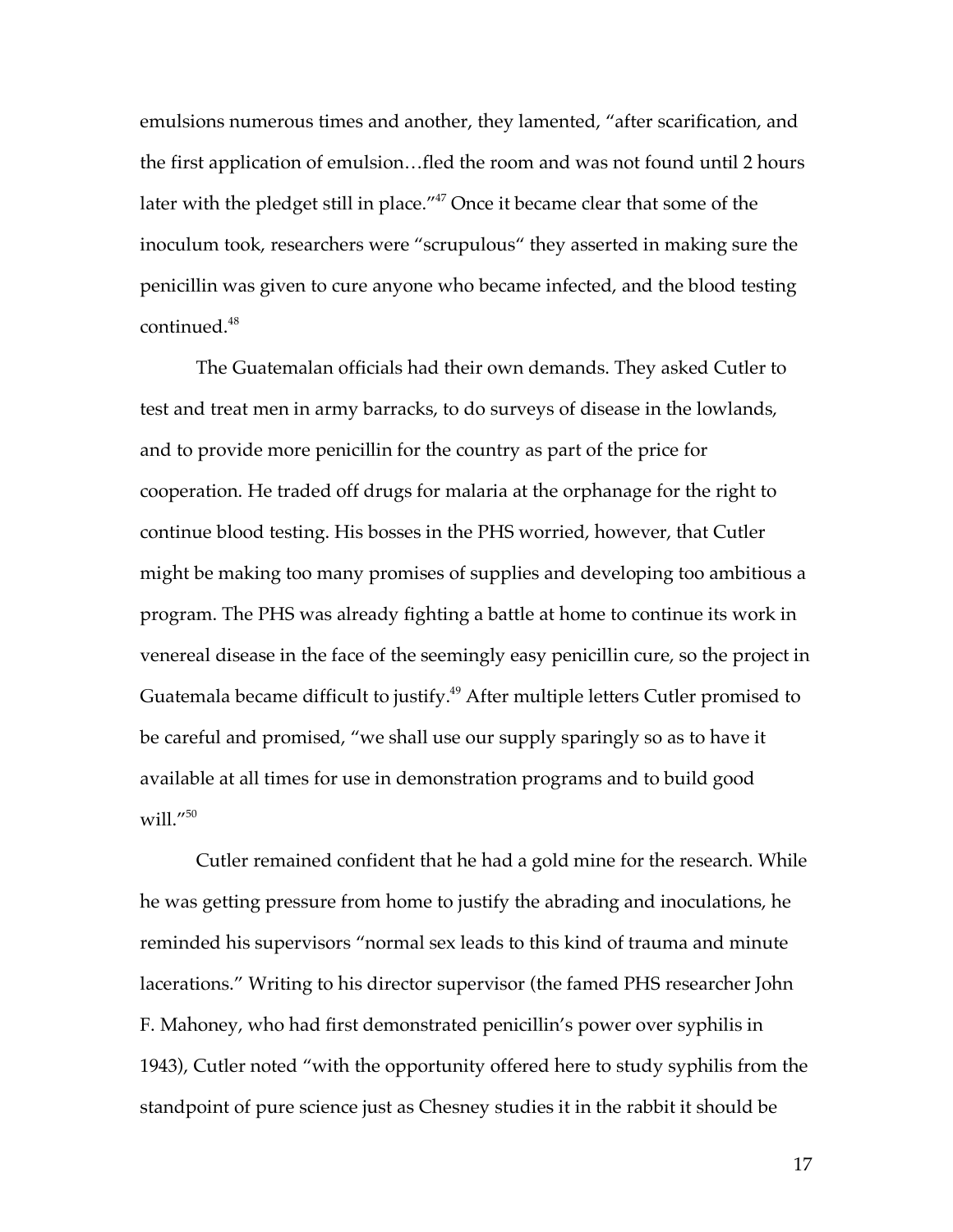emulsions numerous times and another, they lamented, "after scarification, and the first application of emulsion…fled the room and was not found until 2 hours later with the pledget still in place."[47] Once it became clear that some of the inoculum took, researchers were "scrupulous" they asserted in making sure the penicillin was given to cure anyone who became infected, and the blood testing continued.[48]

The Guatemalan officials had their own demands. They asked Cutler to test and treat men in army barracks, to do surveys of disease in the lowlands, and to provide more penicillin for the country as part of the price for cooperation. He traded off drugs for malaria at the orphanage for the right to continue blood testing. His bosses in the PHS worried, however, that Cutler might be making too many promises of supplies and developing too ambitious a program. The PHS was already fighting a battle at home to continue its work in venereal disease in the face of the seemingly easy penicillin cure, so the project in Guatemala became difficult to justify.[49] After multiple letters Cutler promised to be careful and promised, "we shall use our supply sparingly so as to have it available at all times for use in demonstration programs and to build good will."[50]

Cutler remained confident that he had a gold mine for the research. While he was getting pressure from home to justify the abrading and inoculations, he reminded his supervisors "normal sex leads to this kind of trauma and minute lacerations." Writing to his director supervisor (the famed PHS researcher John F. Mahoney, who had first demonstrated penicillin's power over syphilis in 1943), Cutler noted "with the opportunity offered here to study syphilis from the standpoint of pure science just as Chesney studies it in the rabbit it should be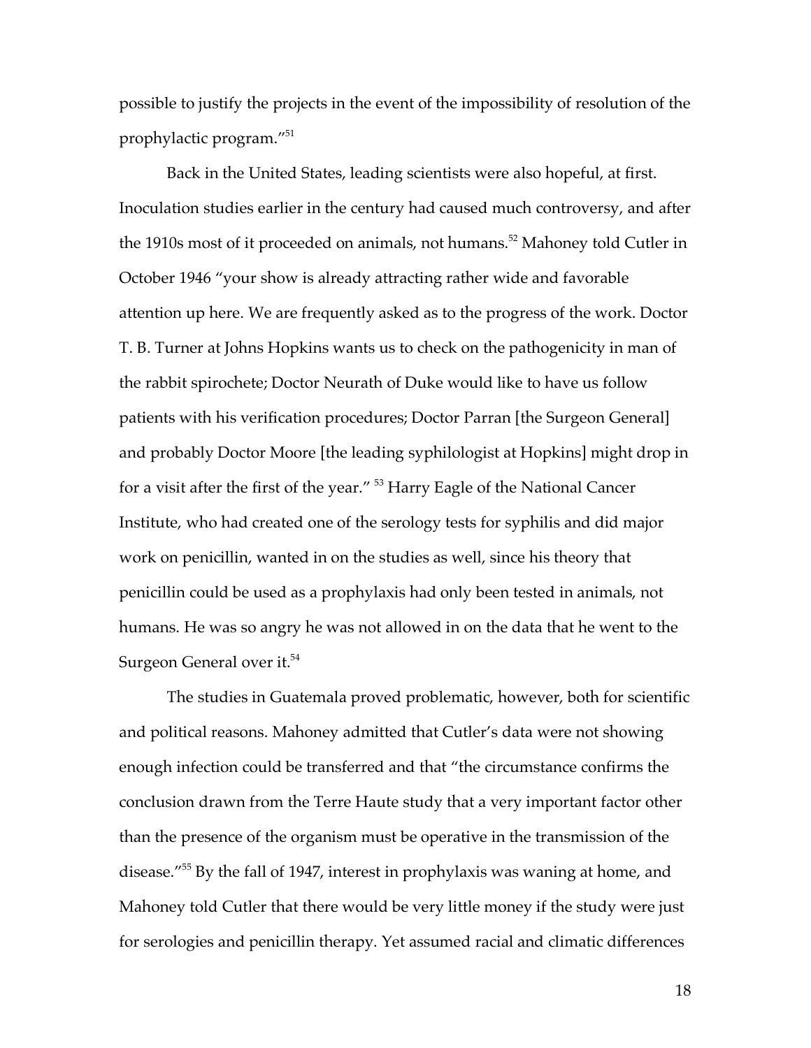possible to justify the projects in the event of the impossibility of resolution of the prophylactic program."[51]

Back in the United States, leading scientists were also hopeful, at first. Inoculation studies earlier in the century had caused much controversy, and after the 1910s most of it proceeded on animals, not humans.[52] Mahoney told Cutler in October 1946 "your show is already attracting rather wide and favorable attention up here. We are frequently asked as to the progress of the work. Doctor T. B. Turner at Johns Hopkins wants us to check on the pathogenicity in man of the rabbit spirochete; Doctor Neurath of Duke would like to have us follow patients with his verification procedures; Doctor Parran [the Surgeon General] and probably Doctor Moore [the leading syphilologist at Hopkins] might drop in for a visit after the first of the year." [53] Harry Eagle of the National Cancer Institute, who had created one of the serology tests for syphilis and did major work on penicillin, wanted in on the studies as well, since his theory that penicillin could be used as a prophylaxis had only been tested in animals, not humans. He was so angry he was not allowed in on the data that he went to the Surgeon General over it.[54]

The studies in Guatemala proved problematic, however, both for scientific and political reasons. Mahoney admitted that Cutler's data were not showing enough infection could be transferred and that "the circumstance confirms the conclusion drawn from the Terre Haute study that a very important factor other than the presence of the organism must be operative in the transmission of the disease."[55] By the fall of 1947, interest in prophylaxis was waning at home, and Mahoney told Cutler that there would be very little money if the study were just for serologies and penicillin therapy. Yet assumed racial and climatic differences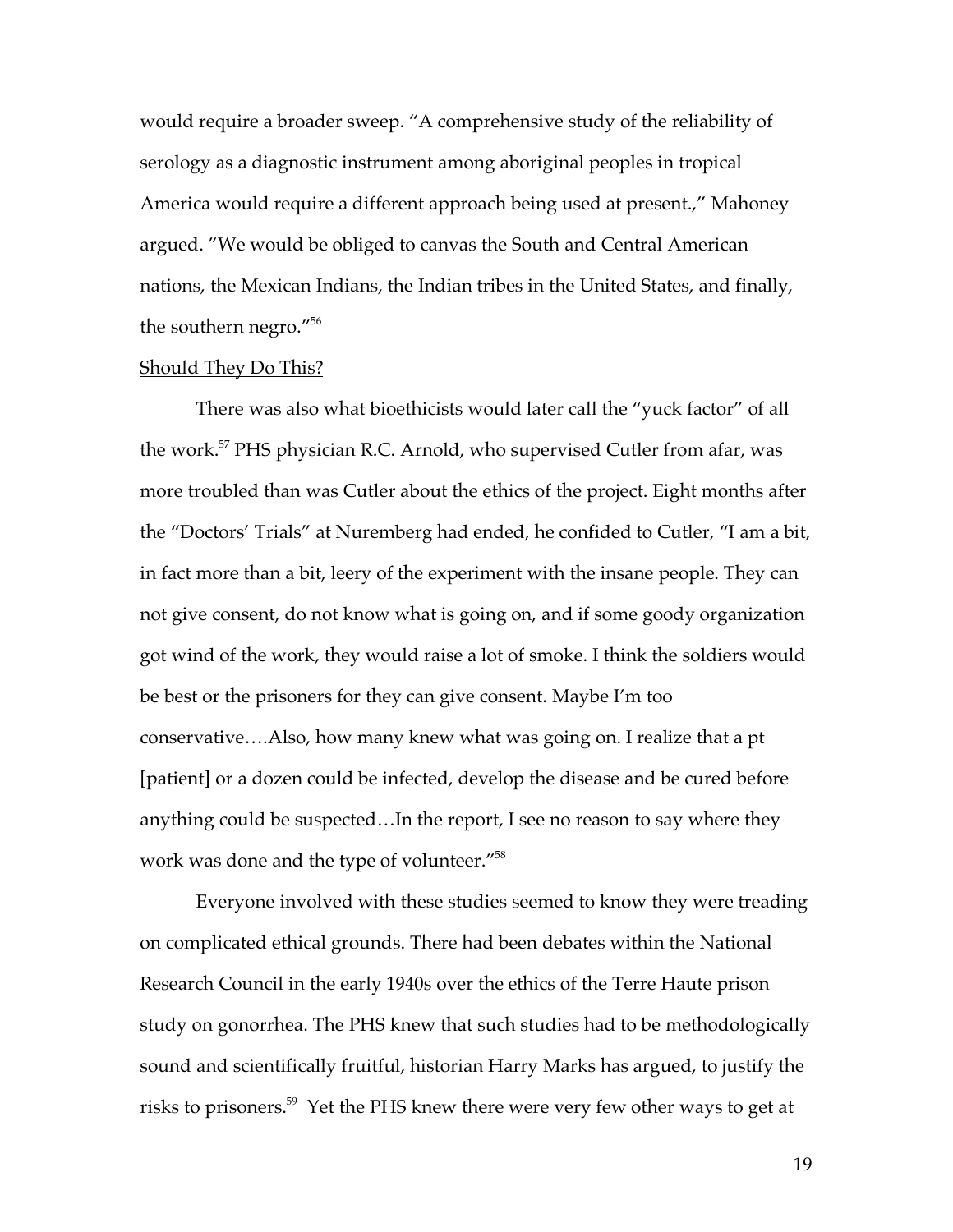would require a broader sweep. "A comprehensive study of the reliability of serology as a diagnostic instrument among aboriginal peoples in tropical America would require a different approach being used at present.," Mahoney argued. "We would be obliged to canvas the South and Central American nations, the Mexican Indians, the Indian tribes in the United States, and finally, the southern negro."[56]

<u>Should They Do This?</u>

There was also what bioethicists would later call the "yuck factor" of all the work.[57] PHS physician R.C. Arnold, who supervised Cutler from afar, was more troubled than was Cutler about the ethics of the project. Eight months after the "Doctors' Trials" at Nuremberg had ended, he confided to Cutler, "I am a bit, in fact more than a bit, leery of the experiment with the insane people. They can not give consent, do not know what is going on, and if some goody organization got wind of the work, they would raise a lot of smoke. I think the soldiers would be best or the prisoners for they can give consent. Maybe I'm too conservative….Also, how many knew what was going on. I realize that a pt [patient] or a dozen could be infected, develop the disease and be cured before anything could be suspected…In the report, I see no reason to say where they work was done and the type of volunteer."[58]

Everyone involved with these studies seemed to know they were treading on complicated ethical grounds. There had been debates within the National Research Council in the early 1940s over the ethics of the Terre Haute prison study on gonorrhea. The PHS knew that such studies had to be methodologically sound and scientifically fruitful, historian Harry Marks has argued, to justify the risks to prisoners.[59] Yet the PHS knew there were very few other ways to get at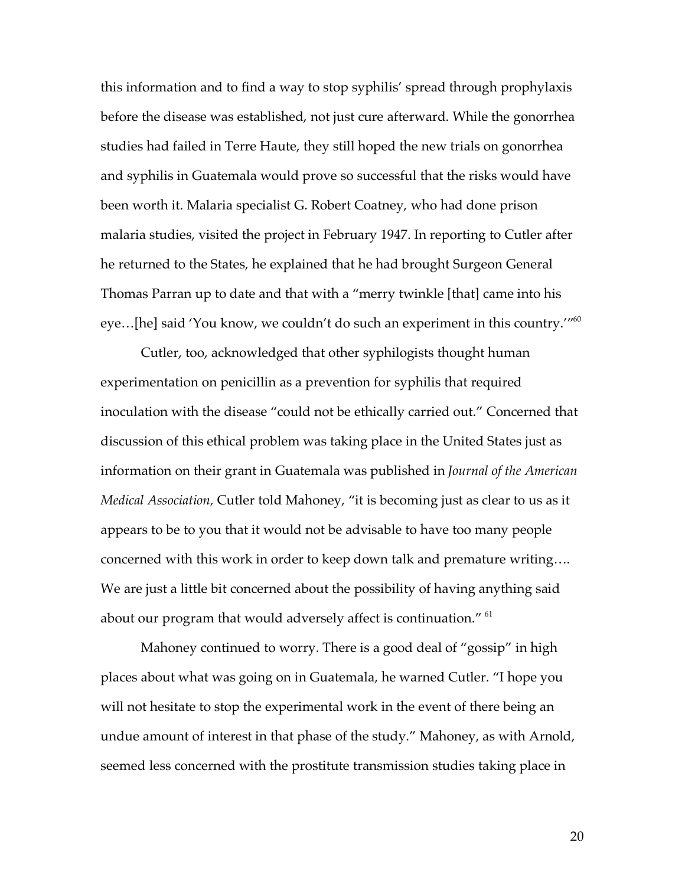this information and to find a way to stop syphilis' spread through prophylaxis before the disease was established, not just cure afterward. While the gonorrhea studies had failed in Terre Haute, they still hoped the new trials on gonorrhea and syphilis in Guatemala would prove so successful that the risks would have been worth it. Malaria specialist G. Robert Coatney, who had done prison malaria studies, visited the project in February 1947. In reporting to Cutler after he returned to the States, he explained that he had brought Surgeon General Thomas Parran up to date and that with a "merry twinkle [that] came into his eye…[he] said 'You know, we couldn't do such an experiment in this country.'"[60]

Cutler, too, acknowledged that other syphilogists thought human experimentation on penicillin as a prevention for syphilis that required inoculation with the disease "could not be ethically carried out." Concerned that discussion of this ethical problem was taking place in the United States just as information on their grant in Guatemala was published in *Journal of the American Medical Association,* Cutler told Mahoney, "it is becoming just as clear to us as it appears to be to you that it would not be advisable to have too many people concerned with this work in order to keep down talk and premature writing…. We are just a little bit concerned about the possibility of having anything said about our program that would adversely affect is continuation." [61]

Mahoney continued to worry. There is a good deal of "gossip" in high places about what was going on in Guatemala, he warned Cutler. "I hope you will not hesitate to stop the experimental work in the event of there being an undue amount of interest in that phase of the study." Mahoney, as with Arnold, seemed less concerned with the prostitute transmission studies taking place in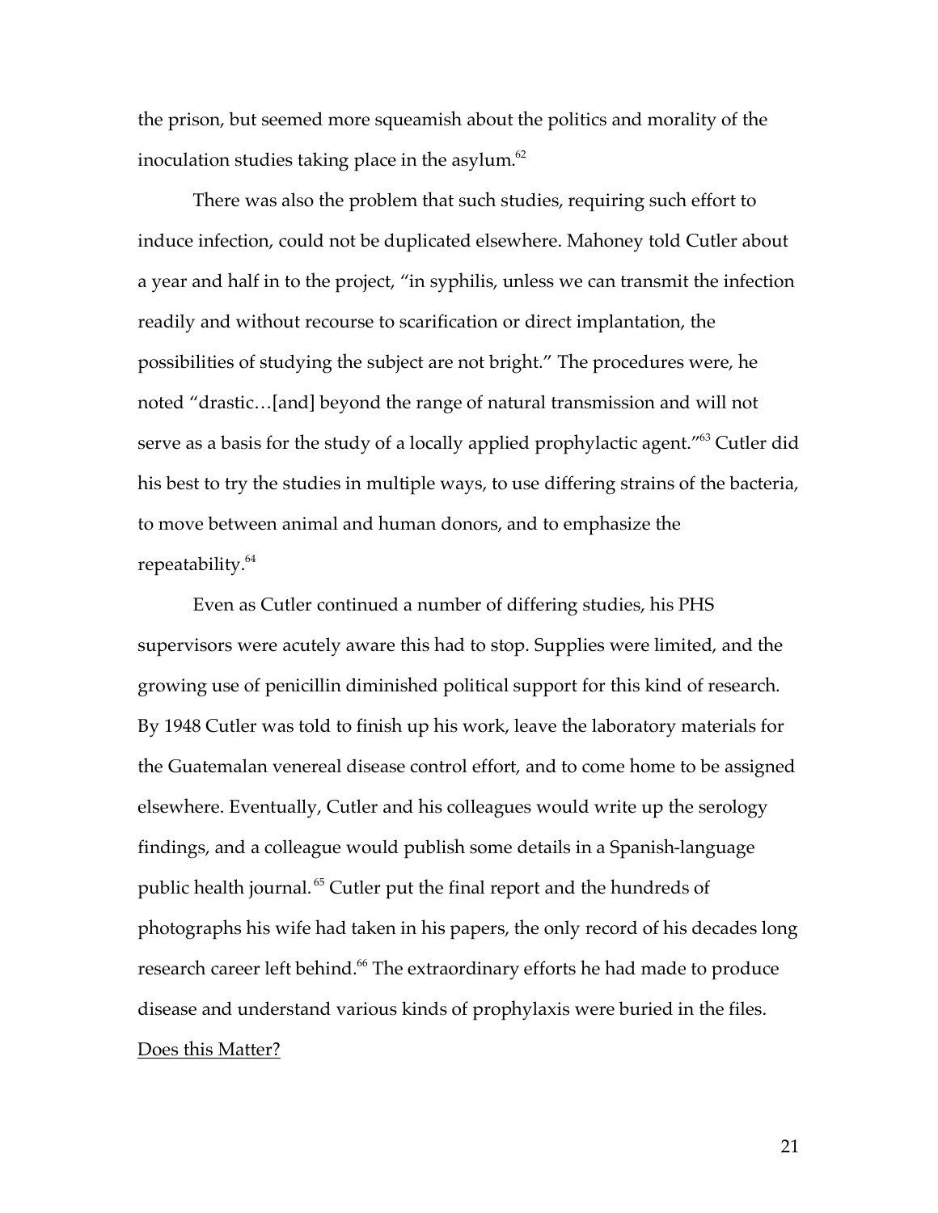the prison, but seemed more squeamish about the politics and morality of the inoculation studies taking place in the asylum.[62]

There was also the problem that such studies, requiring such effort to induce infection, could not be duplicated elsewhere. Mahoney told Cutler about a year and half in to the project, "in syphilis, unless we can transmit the infection readily and without recourse to scarification or direct implantation, the possibilities of studying the subject are not bright." The procedures were, he noted "drastic…[and] beyond the range of natural transmission and will not serve as a basis for the study of a locally applied prophylactic agent."[63] Cutler did his best to try the studies in multiple ways, to use differing strains of the bacteria, to move between animal and human donors, and to emphasize the repeatability.[64]

Even as Cutler continued a number of differing studies, his PHS supervisors were acutely aware this had to stop. Supplies were limited, and the growing use of penicillin diminished political support for this kind of research. By 1948 Cutler was told to finish up his work, leave the laboratory materials for the Guatemalan venereal disease control effort, and to come home to be assigned elsewhere. Eventually, Cutler and his colleagues would write up the serology findings, and a colleague would publish some details in a Spanish-language public health journal.[65] Cutler put the final report and the hundreds of photographs his wife had taken in his papers, the only record of his decades long research career left behind.[66] The extraordinary efforts he had made to produce disease and understand various kinds of prophylaxis were buried in the files.

<u>Does this Matter?</u>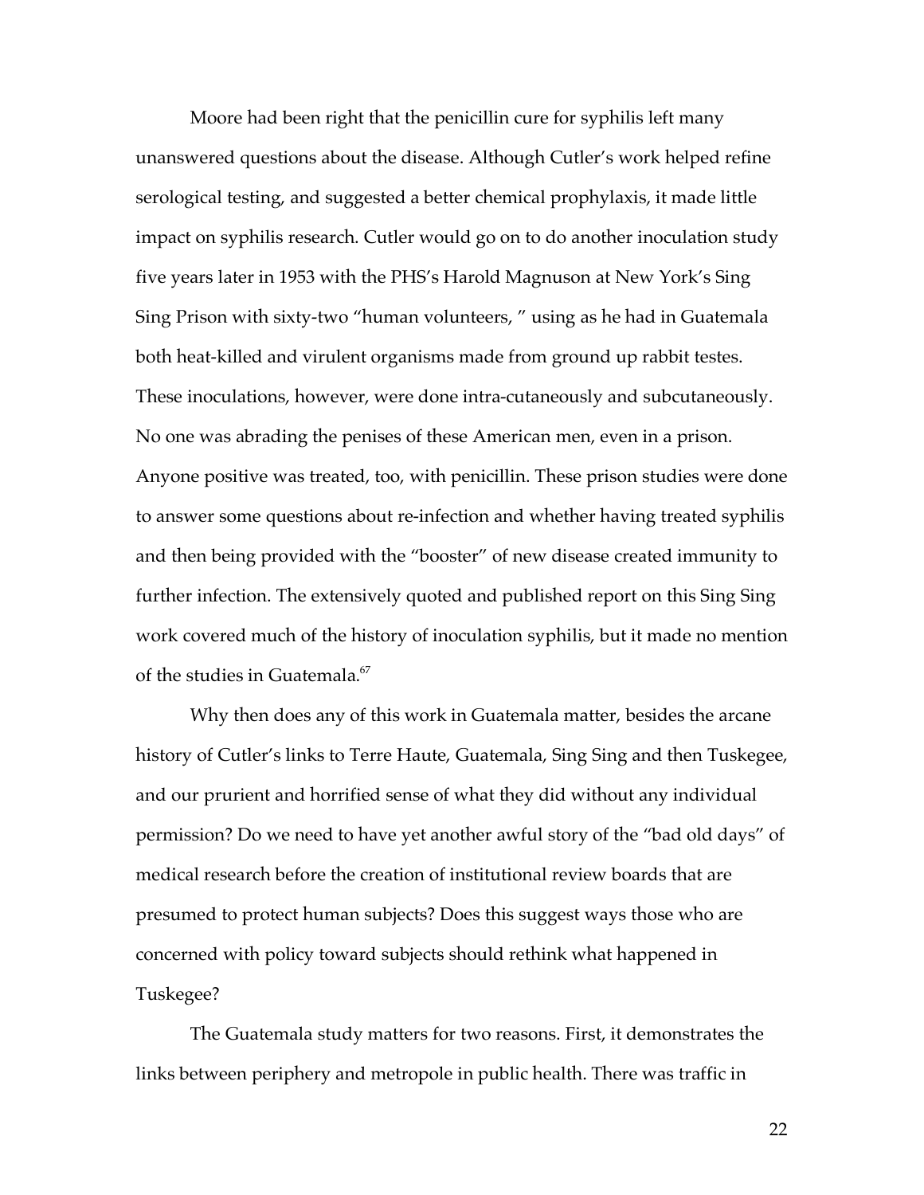Moore had been right that the penicillin cure for syphilis left many unanswered questions about the disease. Although Cutler's work helped refine serological testing, and suggested a better chemical prophylaxis, it made little impact on syphilis research. Cutler would go on to do another inoculation study five years later in 1953 with the PHS's Harold Magnuson at New York's Sing Sing Prison with sixty-two "human volunteers, " using as he had in Guatemala both heat-killed and virulent organisms made from ground up rabbit testes. These inoculations, however, were done intra-cutaneously and subcutaneously. No one was abrading the penises of these American men, even in a prison. Anyone positive was treated, too, with penicillin. These prison studies were done to answer some questions about re-infection and whether having treated syphilis and then being provided with the "booster" of new disease created immunity to further infection. The extensively quoted and published report on this Sing Sing work covered much of the history of inoculation syphilis, but it made no mention of the studies in Guatemala.[67]

Why then does any of this work in Guatemala matter, besides the arcane history of Cutler's links to Terre Haute, Guatemala, Sing Sing and then Tuskegee, and our prurient and horrified sense of what they did without any individual permission? Do we need to have yet another awful story of the "bad old days" of medical research before the creation of institutional review boards that are presumed to protect human subjects? Does this suggest ways those who are concerned with policy toward subjects should rethink what happened in Tuskegee?

The Guatemala study matters for two reasons. First, it demonstrates the links between periphery and metropole in public health. There was traffic in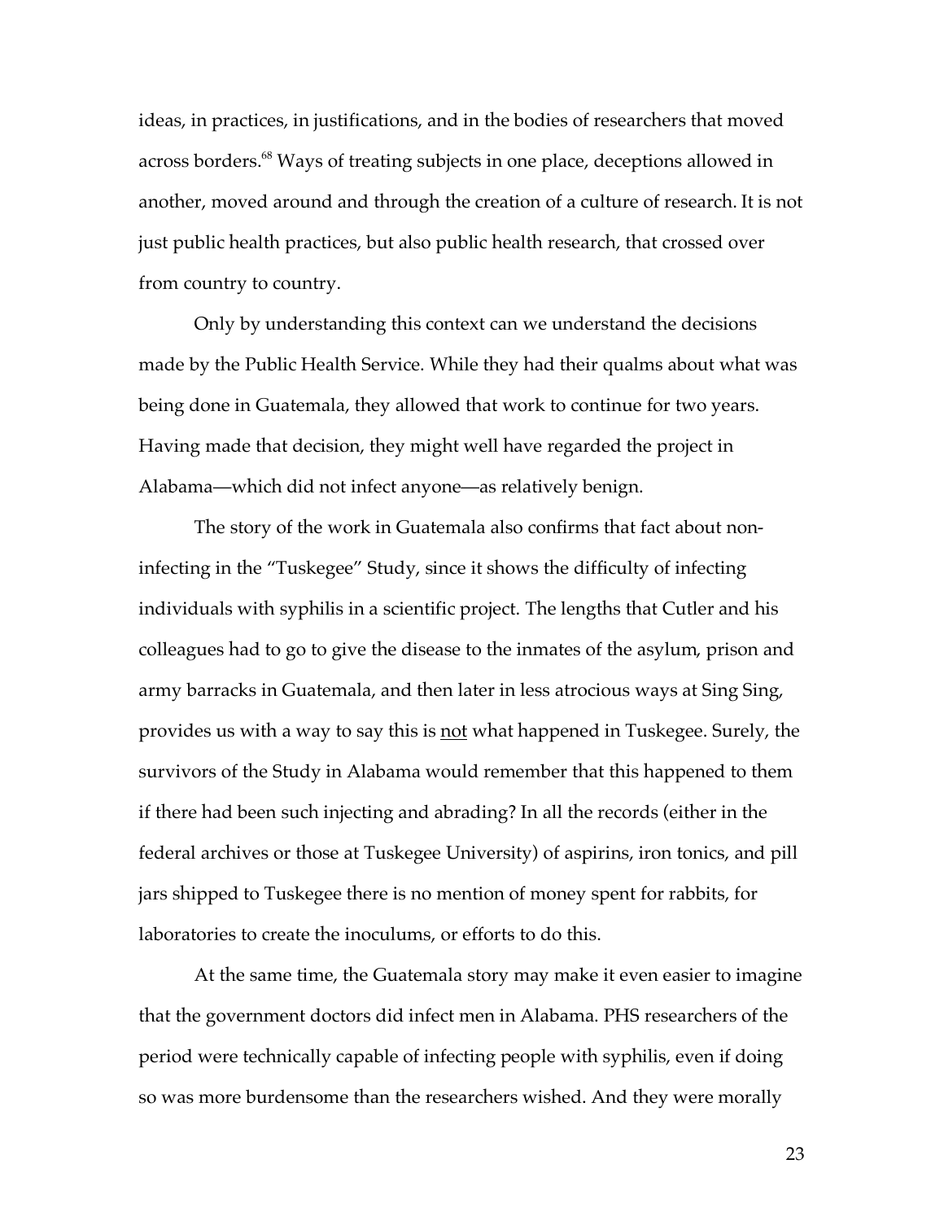ideas, in practices, in justifications, and in the bodies of researchers that moved across borders.[68] Ways of treating subjects in one place, deceptions allowed in another, moved around and through the creation of a culture of research. It is not just public health practices, but also public health research, that crossed over from country to country.

Only by understanding this context can we understand the decisions made by the Public Health Service. While they had their qualms about what was being done in Guatemala, they allowed that work to continue for two years. Having made that decision, they might well have regarded the project in Alabama—which did not infect anyone—as relatively benign.

The story of the work in Guatemala also confirms that fact about non-infecting in the "Tuskegee" Study, since it shows the difficulty of infecting individuals with syphilis in a scientific project. The lengths that Cutler and his colleagues had to go to give the disease to the inmates of the asylum, prison and army barracks in Guatemala, and then later in less atrocious ways at Sing Sing, provides us with a way to say this is <u>not</u> what happened in Tuskegee. Surely, the survivors of the Study in Alabama would remember that this happened to them if there had been such injecting and abrading? In all the records (either in the federal archives or those at Tuskegee University) of aspirins, iron tonics, and pill jars shipped to Tuskegee there is no mention of money spent for rabbits, for laboratories to create the inoculums, or efforts to do this.

At the same time, the Guatemala story may make it even easier to imagine that the government doctors did infect men in Alabama. PHS researchers of the period were technically capable of infecting people with syphilis, even if doing so was more burdensome than the researchers wished. And they were morally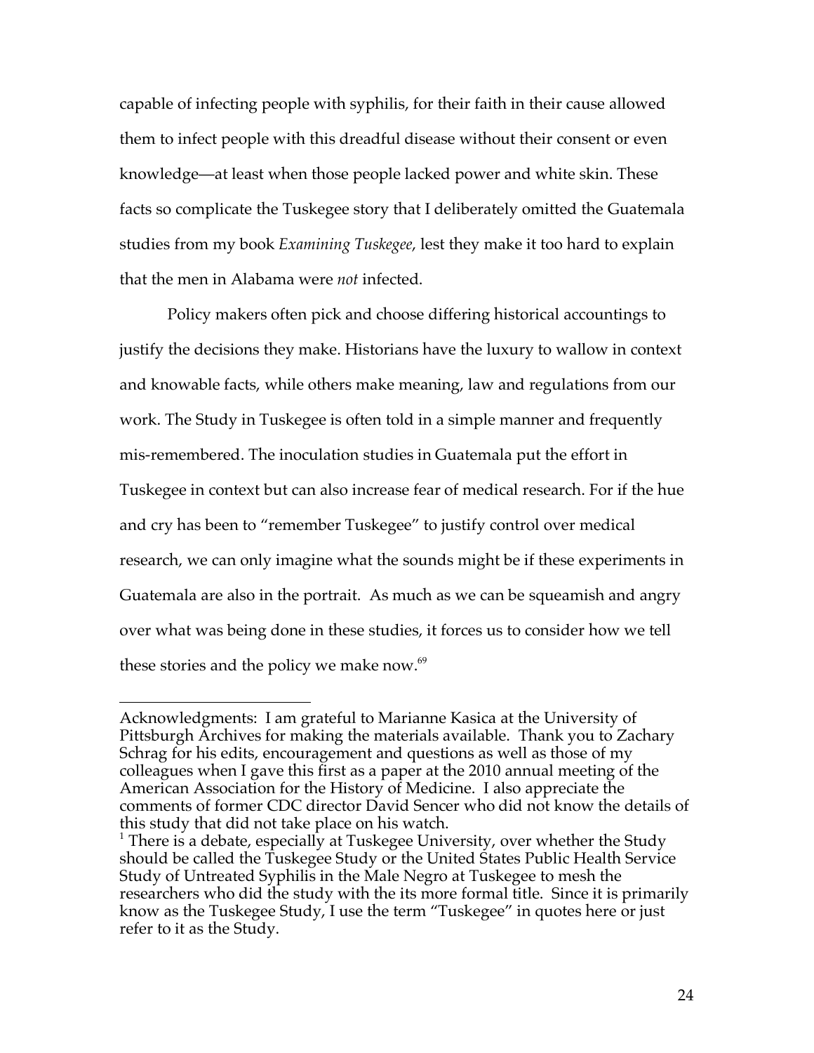capable of infecting people with syphilis, for their faith in their cause allowed them to infect people with this dreadful disease without their consent or even knowledge—at least when those people lacked power and white skin. These facts so complicate the Tuskegee story that I deliberately omitted the Guatemala studies from my book *Examining Tuskegee*, lest they make it too hard to explain that the men in Alabama were *not* infected.

Policy makers often pick and choose differing historical accountings to justify the decisions they make. Historians have the luxury to wallow in context and knowable facts, while others make meaning, law and regulations from our work. The Study in Tuskegee is often told in a simple manner and frequently mis-remembered. The inoculation studies in Guatemala put the effort in Tuskegee in context but can also increase fear of medical research. For if the hue and cry has been to "remember Tuskegee" to justify control over medical research, we can only imagine what the sounds might be if these experiments in Guatemala are also in the portrait. As much as we can be squeamish and angry over what was being done in these studies, it forces us to consider how we tell these stories and the policy we make now.[69]

---

Acknowledgments: I am grateful to Marianne Kasica at the University of Pittsburgh Archives for making the materials available. Thank you to Zachary Schrag for his edits, encouragement and questions as well as those of my colleagues when I gave this first as a paper at the 2010 annual meeting of the American Association for the History of Medicine. I also appreciate the comments of former CDC director David Sencer who did not know the details of this study that did not take place on his watch.

[1] There is a debate, especially at Tuskegee University, over whether the Study should be called the Tuskegee Study or the United States Public Health Service Study of Untreated Syphilis in the Male Negro at Tuskegee to mesh the researchers who did the study with the its more formal title. Since it is primarily know as the Tuskegee Study, I use the term "Tuskegee" in quotes here or just refer to it as the Study.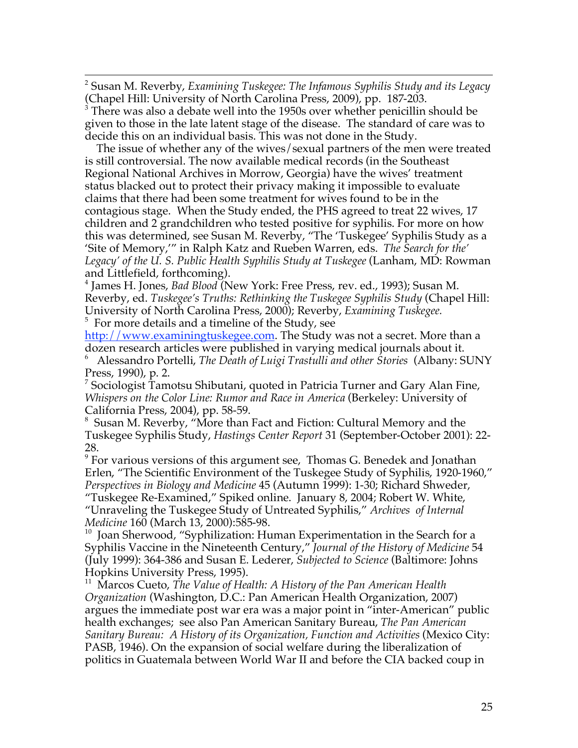[2] Susan M. Reverby, *Examining Tuskegee: The Infamous Syphilis Study and its Legacy* (Chapel Hill: University of North Carolina Press, 2009), pp. 187-203.

[3] There was also a debate well into the 1950s over whether penicillin should be given to those in the late latent stage of the disease. The standard of care was to decide this on an individual basis. This was not done in the Study.

The issue of whether any of the wives/sexual partners of the men were treated is still controversial. The now available medical records (in the Southeast Regional National Archives in Morrow, Georgia) have the wives' treatment status blacked out to protect their privacy making it impossible to evaluate claims that there had been some treatment for wives found to be in the contagious stage. When the Study ended, the PHS agreed to treat 22 wives, 17 children and 2 grandchildren who tested positive for syphilis. For more on how this was determined, see Susan M. Reverby, "The 'Tuskegee' Syphilis Study as a 'Site of Memory,'" in Ralph Katz and Rueben Warren, eds. *The Search for the' Legacy' of the U. S. Public Health Syphilis Study at Tuskegee* (Lanham, MD: Rowman and Littlefield, forthcoming).

[4] James H. Jones, *Bad Blood* (New York: Free Press, rev. ed., 1993); Susan M. Reverby, ed. *Tuskegee's Truths: Rethinking the Tuskegee Syphilis Study* (Chapel Hill: University of North Carolina Press, 2000); Reverby, *Examining Tuskegee.*

[5] For more details and a timeline of the Study, see http://www.examiningtuskegee.com. The Study was not a secret. More than a dozen research articles were published in varying medical journals about it.

[6] Alessandro Portelli, *The Death of Luigi Trastulli and other Stories* (Albany: SUNY Press, 1990), p. 2.

[7] Sociologist Tamotsu Shibutani, quoted in Patricia Turner and Gary Alan Fine, *Whispers on the Color Line: Rumor and Race in America* (Berkeley: University of California Press, 2004), pp. 58-59.

[8] Susan M. Reverby, "More than Fact and Fiction: Cultural Memory and the Tuskegee Syphilis Study, *Hastings Center Report* 31 (September-October 2001): 22-28.

[9] For various versions of this argument see, Thomas G. Benedek and Jonathan Erlen, "The Scientific Environment of the Tuskegee Study of Syphilis, 1920-1960," *Perspectives in Biology and Medicine* 45 (Autumn 1999): 1-30; Richard Shweder, "Tuskegee Re-Examined," Spiked online. January 8, 2004; Robert W. White, "Unraveling the Tuskegee Study of Untreated Syphilis," *Archives of Internal Medicine* 160 (March 13, 2000):585-98.

[10] Joan Sherwood, "Syphilization: Human Experimentation in the Search for a Syphilis Vaccine in the Nineteenth Century," *Journal of the History of Medicine* 54 (July 1999): 364-386 and Susan E. Lederer, *Subjected to Science* (Baltimore: Johns Hopkins University Press, 1995).

[11] Marcos Cueto, *The Value of Health: A History of the Pan American Health Organization* (Washington, D.C.: Pan American Health Organization, 2007) argues the immediate post war era was a major point in "inter-American" public health exchanges; see also Pan American Sanitary Bureau, *The Pan American Sanitary Bureau: A History of its Organization, Function and Activities* (Mexico City: PASB, 1946). On the expansion of social welfare during the liberalization of politics in Guatemala between World War II and before the CIA backed coup in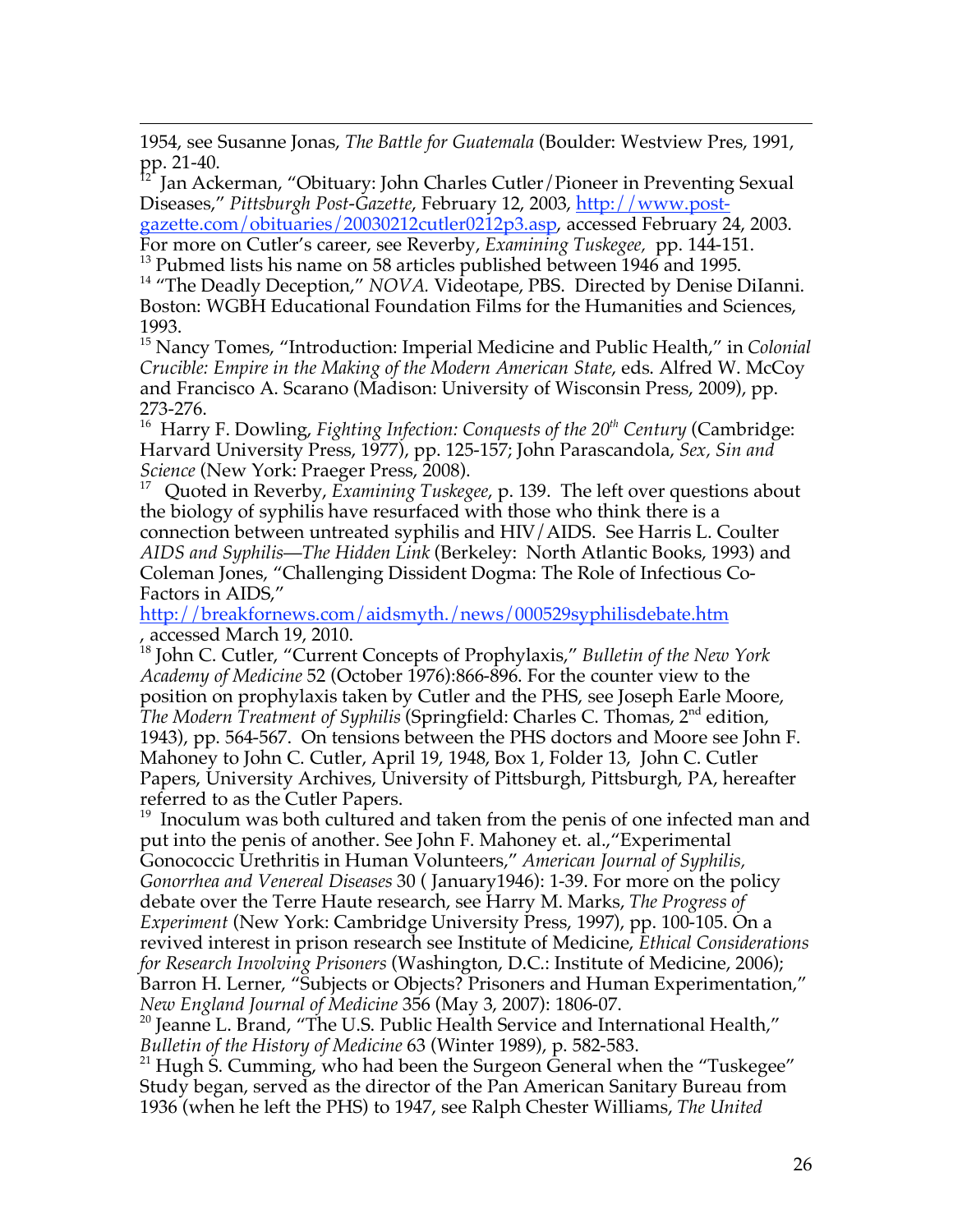1954, see Susanne Jonas, *The Battle for Guatemala* (Boulder: Westview Pres, 1991, pp. 21-40.

[12] Jan Ackerman, "Obituary: John Charles Cutler/Pioneer in Preventing Sexual Diseases," *Pittsburgh Post-Gazette*, February 12, 2003, http://www.post-gazette.com/obituaries/20030212cutler0212p3.asp, accessed February 24, 2003. For more on Cutler's career, see Reverby, *Examining Tuskegee*, pp. 144-151.

[13] Pubmed lists his name on 58 articles published between 1946 and 1995.

[14] "The Deadly Deception," *NOVA.* Videotape, PBS. Directed by Denise DiIanni. Boston: WGBH Educational Foundation Films for the Humanities and Sciences, 1993.

[15] Nancy Tomes, "Introduction: Imperial Medicine and Public Health," in *Colonial Crucible: Empire in the Making of the Modern American State*, eds. Alfred W. McCoy and Francisco A. Scarano (Madison: University of Wisconsin Press, 2009), pp. 273-276.

[16] Harry F. Dowling, *Fighting Infection: Conquests of the 20th Century* (Cambridge: Harvard University Press, 1977), pp. 125-157; John Parascandola, *Sex, Sin and Science* (New York: Praeger Press, 2008).

[17] Quoted in Reverby, *Examining Tuskegee*, p. 139. The left over questions about the biology of syphilis have resurfaced with those who think there is a connection between untreated syphilis and HIV/AIDS. See Harris L. Coulter *AIDS and Syphilis—The Hidden Link* (Berkeley: North Atlantic Books, 1993) and Coleman Jones, "Challenging Dissident Dogma: The Role of Infectious Co-Factors in AIDS," http://breakfornews.com/aidsmyth./news/000529syphilisdebate.htm , accessed March 19, 2010.

[18] John C. Cutler, "Current Concepts of Prophylaxis," *Bulletin of the New York Academy of Medicine* 52 (October 1976):866-896. For the counter view to the position on prophylaxis taken by Cutler and the PHS, see Joseph Earle Moore, *The Modern Treatment of Syphilis* (Springfield: Charles C. Thomas, 2nd edition, 1943), pp. 564-567. On tensions between the PHS doctors and Moore see John F. Mahoney to John C. Cutler, April 19, 1948, Box 1, Folder 13, John C. Cutler Papers, University Archives, University of Pittsburgh, Pittsburgh, PA, hereafter referred to as the Cutler Papers.

[19] Inoculum was both cultured and taken from the penis of one infected man and put into the penis of another. See John F. Mahoney et. al.,"Experimental Gonococcic Urethritis in Human Volunteers," *American Journal of Syphilis, Gonorrhea and Venereal Diseases* 30 ( January1946): 1-39. For more on the policy debate over the Terre Haute research, see Harry M. Marks, *The Progress of Experiment* (New York: Cambridge University Press, 1997), pp. 100-105. On a revived interest in prison research see Institute of Medicine, *Ethical Considerations for Research Involving Prisoners* (Washington, D.C.: Institute of Medicine, 2006); Barron H. Lerner, "Subjects or Objects? Prisoners and Human Experimentation," *New England Journal of Medicine* 356 (May 3, 2007): 1806-07.

[20] Jeanne L. Brand, "The U.S. Public Health Service and International Health," *Bulletin of the History of Medicine* 63 (Winter 1989), p. 582-583.

[21] Hugh S. Cumming, who had been the Surgeon General when the "Tuskegee" Study began, served as the director of the Pan American Sanitary Bureau from 1936 (when he left the PHS) to 1947, see Ralph Chester Williams, *The United*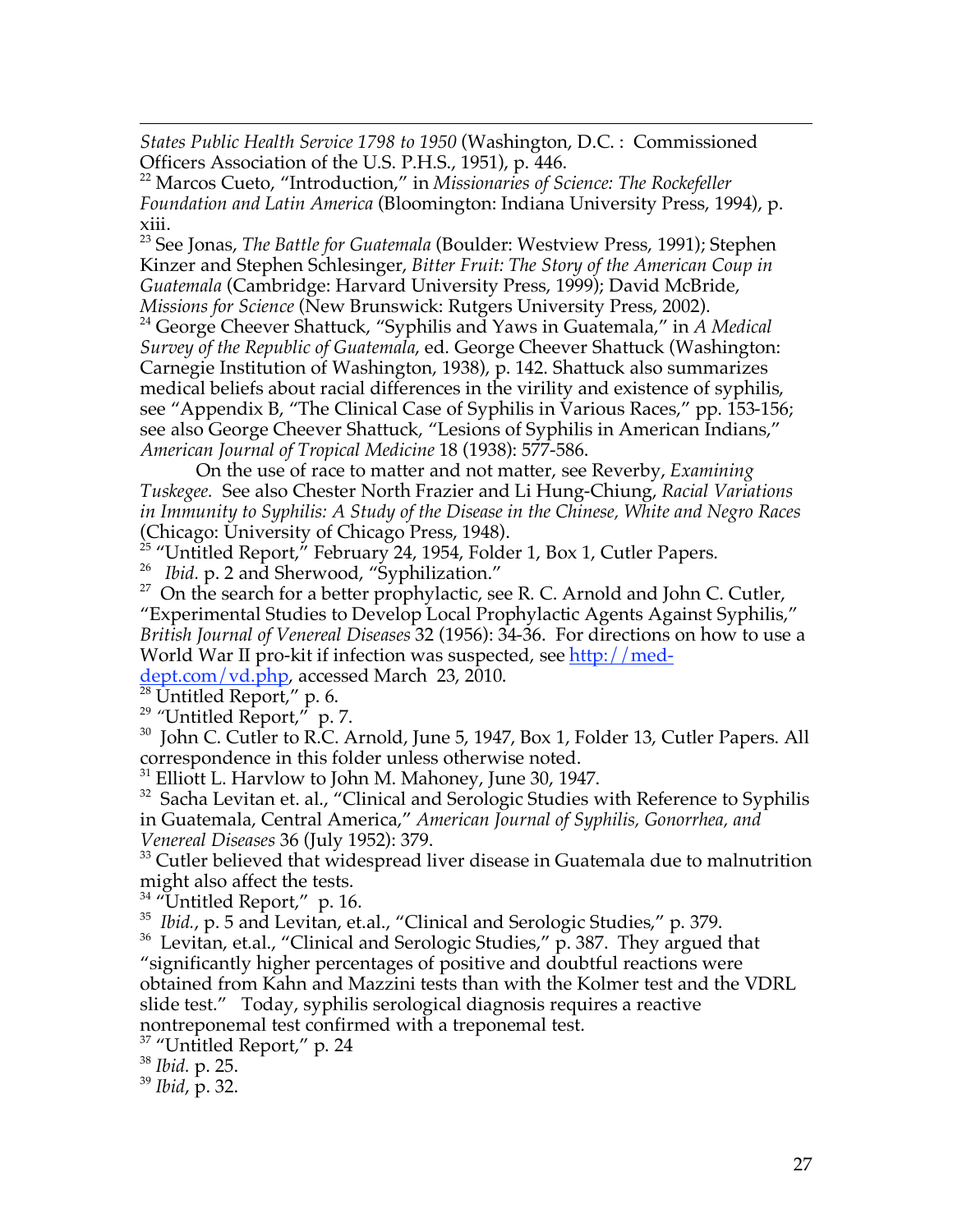*States Public Health Service 1798 to 1950* (Washington, D.C. : Commissioned Officers Association of the U.S. P.H.S., 1951), p. 446.

[22] Marcos Cueto, "Introduction," in *Missionaries of Science: The Rockefeller Foundation and Latin America* (Bloomington: Indiana University Press, 1994), p. xiii.

[23] See Jonas, *The Battle for Guatemala* (Boulder: Westview Press, 1991); Stephen Kinzer and Stephen Schlesinger, *Bitter Fruit: The Story of the American Coup in Guatemala* (Cambridge: Harvard University Press, 1999); David McBride, *Missions for Science* (New Brunswick: Rutgers University Press, 2002).

[24] George Cheever Shattuck, "Syphilis and Yaws in Guatemala," in *A Medical Survey of the Republic of Guatemala*, ed. George Cheever Shattuck (Washington: Carnegie Institution of Washington, 1938), p. 142. Shattuck also summarizes medical beliefs about racial differences in the virility and existence of syphilis, see "Appendix B, "The Clinical Case of Syphilis in Various Races," pp. 153-156; see also George Cheever Shattuck, "Lesions of Syphilis in American Indians," *American Journal of Tropical Medicine* 18 (1938): 577-586.

On the use of race to matter and not matter, see Reverby, *Examining Tuskegee.* See also Chester North Frazier and Li Hung-Chiung, *Racial Variations in Immunity to Syphilis: A Study of the Disease in the Chinese, White and Negro Races* (Chicago: University of Chicago Press, 1948).

[25] "Untitled Report," February 24, 1954, Folder 1, Box 1, Cutler Papers.

[26] *Ibid.* p. 2 and Sherwood, "Syphilization."

[27] On the search for a better prophylactic, see R. C. Arnold and John C. Cutler, "Experimental Studies to Develop Local Prophylactic Agents Against Syphilis," *British Journal of Venereal Diseases* 32 (1956): 34-36. For directions on how to use a World War II pro-kit if infection was suspected, see [http://med-dept.com/vd.php](http://med-dept.com/vd.php), accessed March 23, 2010.

[28] Untitled Report," p. 6.

[29] "Untitled Report," p. 7.

[30] John C. Cutler to R.C. Arnold, June 5, 1947, Box 1, Folder 13, Cutler Papers. All correspondence in this folder unless otherwise noted.

[31] Elliott L. Harvlow to John M. Mahoney, June 30, 1947.

[32] Sacha Levitan et. al., "Clinical and Serologic Studies with Reference to Syphilis in Guatemala, Central America," *American Journal of Syphilis, Gonorrhea, and Venereal Diseases* 36 (July 1952): 379.

[33] Cutler believed that widespread liver disease in Guatemala due to malnutrition might also affect the tests.

[34] "Untitled Report," p. 16.

[35] *Ibid.*, p. 5 and Levitan, et.al., "Clinical and Serologic Studies," p. 379.

[36] Levitan, et.al., "Clinical and Serologic Studies," p. 387. They argued that "significantly higher percentages of positive and doubtful reactions were obtained from Kahn and Mazzini tests than with the Kolmer test and the VDRL slide test." Today, syphilis serological diagnosis requires a reactive nontreponemal test confirmed with a treponemal test.

[37] "Untitled Report," p. 24

[38] *Ibid.* p. 25.

[39] *Ibid*, p. 32.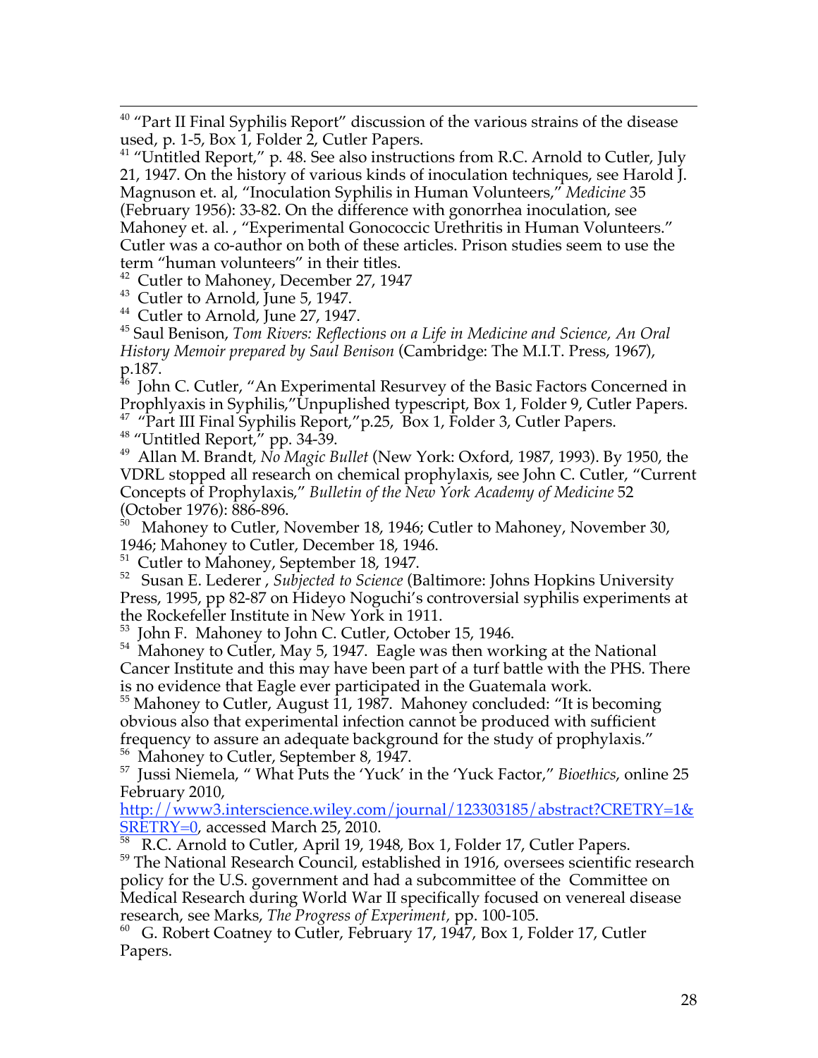[40] "Part II Final Syphilis Report" discussion of the various strains of the disease used, p. 1-5, Box 1, Folder 2, Cutler Papers.

[41] "Untitled Report," p. 48. See also instructions from R.C. Arnold to Cutler, July 21, 1947. On the history of various kinds of inoculation techniques, see Harold J. Magnuson et. al, "Inoculation Syphilis in Human Volunteers," *Medicine* 35 (February 1956): 33-82. On the difference with gonorrhea inoculation, see Mahoney et. al. , "Experimental Gonococcic Urethritis in Human Volunteers." Cutler was a co-author on both of these articles. Prison studies seem to use the term "human volunteers" in their titles.

[42] Cutler to Mahoney, December 27, 1947

[43] Cutler to Arnold, June 5, 1947.

[44] Cutler to Arnold, June 27, 1947.

[45] Saul Benison, *Tom Rivers: Reflections on a Life in Medicine and Science, An Oral History Memoir prepared by Saul Benison* (Cambridge: The M.I.T. Press, 1967), p.187.

[46] John C. Cutler, "An Experimental Resurvey of the Basic Factors Concerned in Prophlyaxis in Syphilis,"Unpuplished typescript, Box 1, Folder 9, Cutler Papers.

[47] "Part III Final Syphilis Report,"p.25, Box 1, Folder 3, Cutler Papers.

[48] "Untitled Report," pp. 34-39.

[49] Allan M. Brandt, *No Magic Bullet* (New York: Oxford, 1987, 1993). By 1950, the VDRL stopped all research on chemical prophylaxis, see John C. Cutler, "Current Concepts of Prophylaxis," *Bulletin of the New York Academy of Medicine* 52 (October 1976): 886-896.

[50] Mahoney to Cutler, November 18, 1946; Cutler to Mahoney, November 30, 1946; Mahoney to Cutler, December 18, 1946.

[51] Cutler to Mahoney, September 18, 1947.

[52] Susan E. Lederer , *Subjected to Science* (Baltimore: Johns Hopkins University Press, 1995, pp 82-87 on Hideyo Noguchi's controversial syphilis experiments at the Rockefeller Institute in New York in 1911.

[53] John F. Mahoney to John C. Cutler, October 15, 1946.

[54] Mahoney to Cutler, May 5, 1947. Eagle was then working at the National Cancer Institute and this may have been part of a turf battle with the PHS. There is no evidence that Eagle ever participated in the Guatemala work.

[55] Mahoney to Cutler, August 11, 1987. Mahoney concluded: "It is becoming obvious also that experimental infection cannot be produced with sufficient frequency to assure an adequate background for the study of prophylaxis."

[56] Mahoney to Cutler, September 8, 1947.

[57] Jussi Niemela, " What Puts the 'Yuck' in the 'Yuck Factor," *Bioethics*, online 25 February 2010, http://www3.interscience.wiley.com/journal/123303185/abstract?CRETRY=1&SRETRY=0, accessed March 25, 2010.

[58] R.C. Arnold to Cutler, April 19, 1948, Box 1, Folder 17, Cutler Papers.

[59] The National Research Council, established in 1916, oversees scientific research policy for the U.S. government and had a subcommittee of the Committee on Medical Research during World War II specifically focused on venereal disease research, see Marks, *The Progress of Experiment,* pp. 100-105.

[60] G. Robert Coatney to Cutler, February 17, 1947, Box 1, Folder 17, Cutler Papers.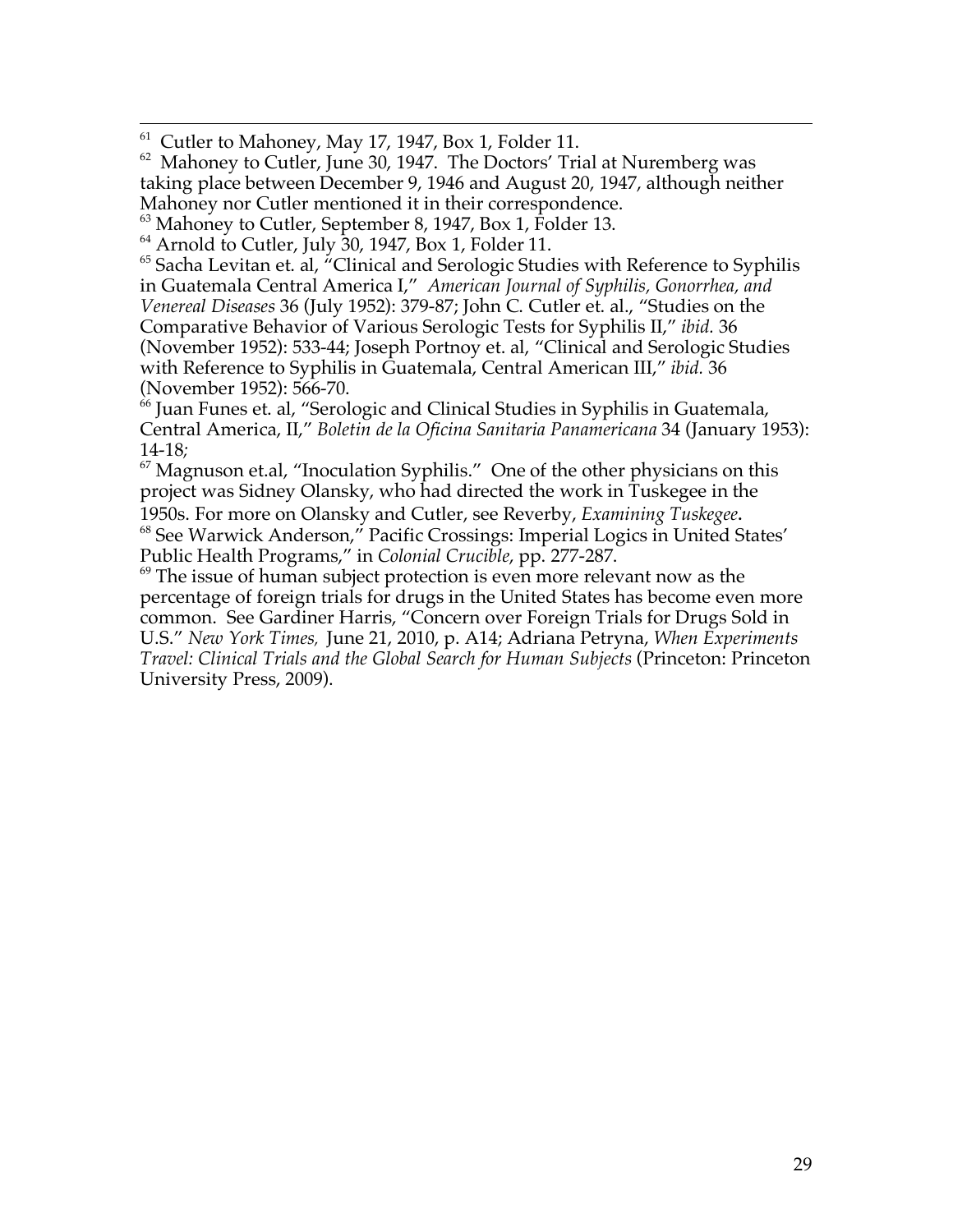[61] Cutler to Mahoney, May 17, 1947, Box 1, Folder 11.

[62] Mahoney to Cutler, June 30, 1947. The Doctors' Trial at Nuremberg was taking place between December 9, 1946 and August 20, 1947, although neither Mahoney nor Cutler mentioned it in their correspondence.

[63] Mahoney to Cutler, September 8, 1947, Box 1, Folder 13.

[64] Arnold to Cutler, July 30, 1947, Box 1, Folder 11.

[65] Sacha Levitan et. al, "Clinical and Serologic Studies with Reference to Syphilis in Guatemala Central America I," *American Journal of Syphilis, Gonorrhea, and Venereal Diseases* 36 (July 1952): 379-87; John C. Cutler et. al., "Studies on the Comparative Behavior of Various Serologic Tests for Syphilis II," *ibid.* 36 (November 1952): 533-44; Joseph Portnoy et. al, "Clinical and Serologic Studies with Reference to Syphilis in Guatemala, Central American III," *ibid.* 36 (November 1952): 566-70.

[66] Juan Funes et. al, "Serologic and Clinical Studies in Syphilis in Guatemala, Central America, II," *Boletin de la Oficina Sanitaria Panamericana* 34 (January 1953): 14-18*;*

[67] Magnuson et.al, "Inoculation Syphilis." One of the other physicians on this project was Sidney Olansky, who had directed the work in Tuskegee in the 1950s. For more on Olansky and Cutler, see Reverby, *Examining Tuskegee***.**

[68] See Warwick Anderson," Pacific Crossings: Imperial Logics in United States' Public Health Programs," in *Colonial Crucible*, pp. 277-287.

[69] The issue of human subject protection is even more relevant now as the percentage of foreign trials for drugs in the United States has become even more common. See Gardiner Harris, "Concern over Foreign Trials for Drugs Sold in U.S." *New York Times,* June 21, 2010, p. A14; Adriana Petryna, *When Experiments Travel: Clinical Trials and the Global Search for Human Subjects* (Princeton: Princeton University Press, 2009).